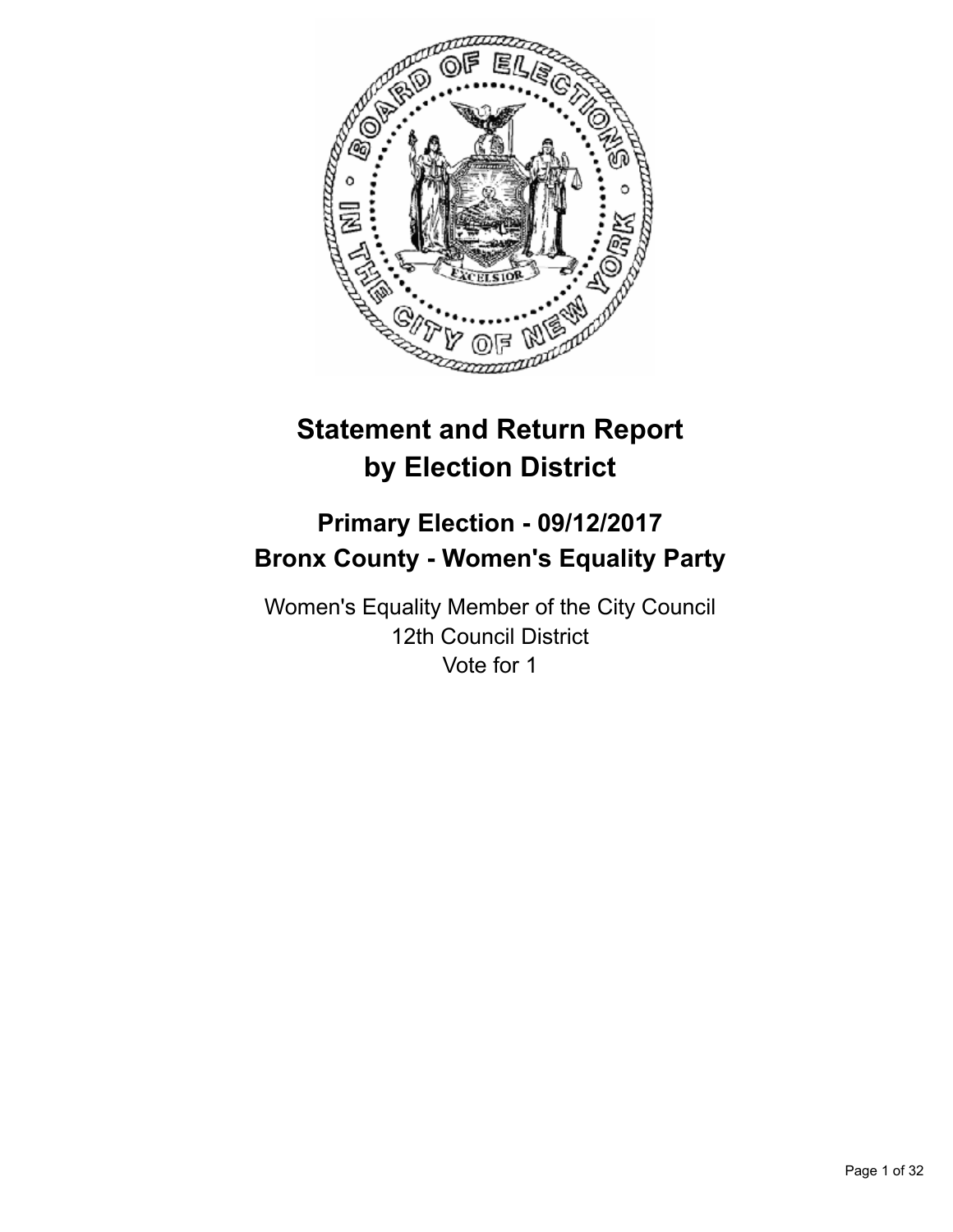# Statement and Return Report by Election District

## Primary Election - 09/12/2017
## Bronx County - Women's Equality Party

Women's Equality Member of the City Council
12th Council District
Vote for 1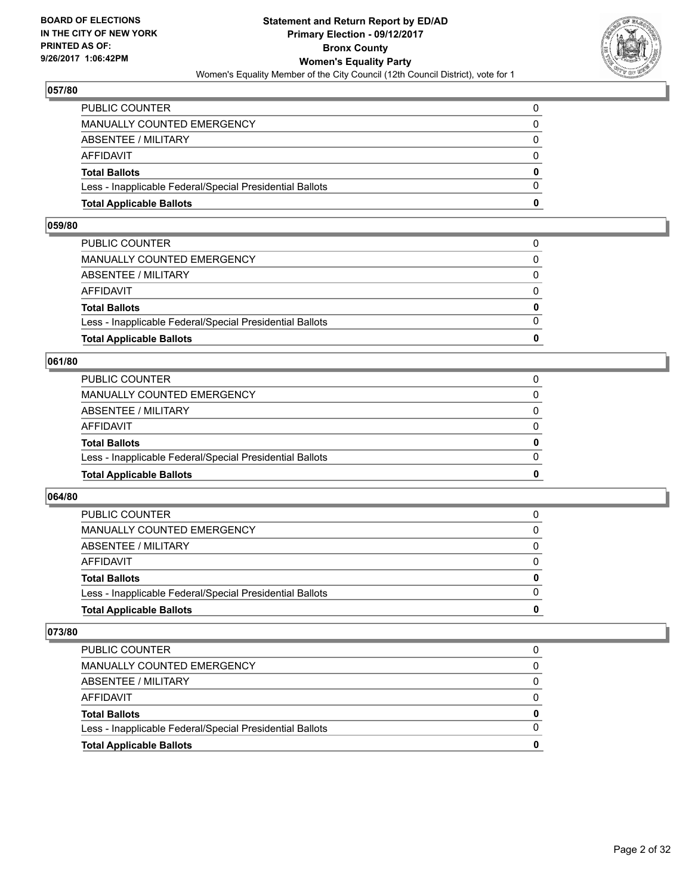## 057/80

| | |
|---|---|
| PUBLIC COUNTER | 0 |
| MANUALLY COUNTED EMERGENCY | 0 |
| ABSENTEE / MILITARY | 0 |
| AFFIDAVIT | 0 |
| **Total Ballots** | **0** |
| Less - Inapplicable Federal/Special Presidential Ballots | 0 |
| **Total Applicable Ballots** | **0** |

## 059/80

| | |
|---|---|
| PUBLIC COUNTER | 0 |
| MANUALLY COUNTED EMERGENCY | 0 |
| ABSENTEE / MILITARY | 0 |
| AFFIDAVIT | 0 |
| **Total Ballots** | **0** |
| Less - Inapplicable Federal/Special Presidential Ballots | 0 |
| **Total Applicable Ballots** | **0** |

## 061/80

| | |
|---|---|
| PUBLIC COUNTER | 0 |
| MANUALLY COUNTED EMERGENCY | 0 |
| ABSENTEE / MILITARY | 0 |
| AFFIDAVIT | 0 |
| **Total Ballots** | **0** |
| Less - Inapplicable Federal/Special Presidential Ballots | 0 |
| **Total Applicable Ballots** | **0** |

## 064/80

| | |
|---|---|
| PUBLIC COUNTER | 0 |
| MANUALLY COUNTED EMERGENCY | 0 |
| ABSENTEE / MILITARY | 0 |
| AFFIDAVIT | 0 |
| **Total Ballots** | **0** |
| Less - Inapplicable Federal/Special Presidential Ballots | 0 |
| **Total Applicable Ballots** | **0** |

## 073/80

| | |
|---|---|
| PUBLIC COUNTER | 0 |
| MANUALLY COUNTED EMERGENCY | 0 |
| ABSENTEE / MILITARY | 0 |
| AFFIDAVIT | 0 |
| **Total Ballots** | **0** |
| Less - Inapplicable Federal/Special Presidential Ballots | 0 |
| **Total Applicable Ballots** | **0** |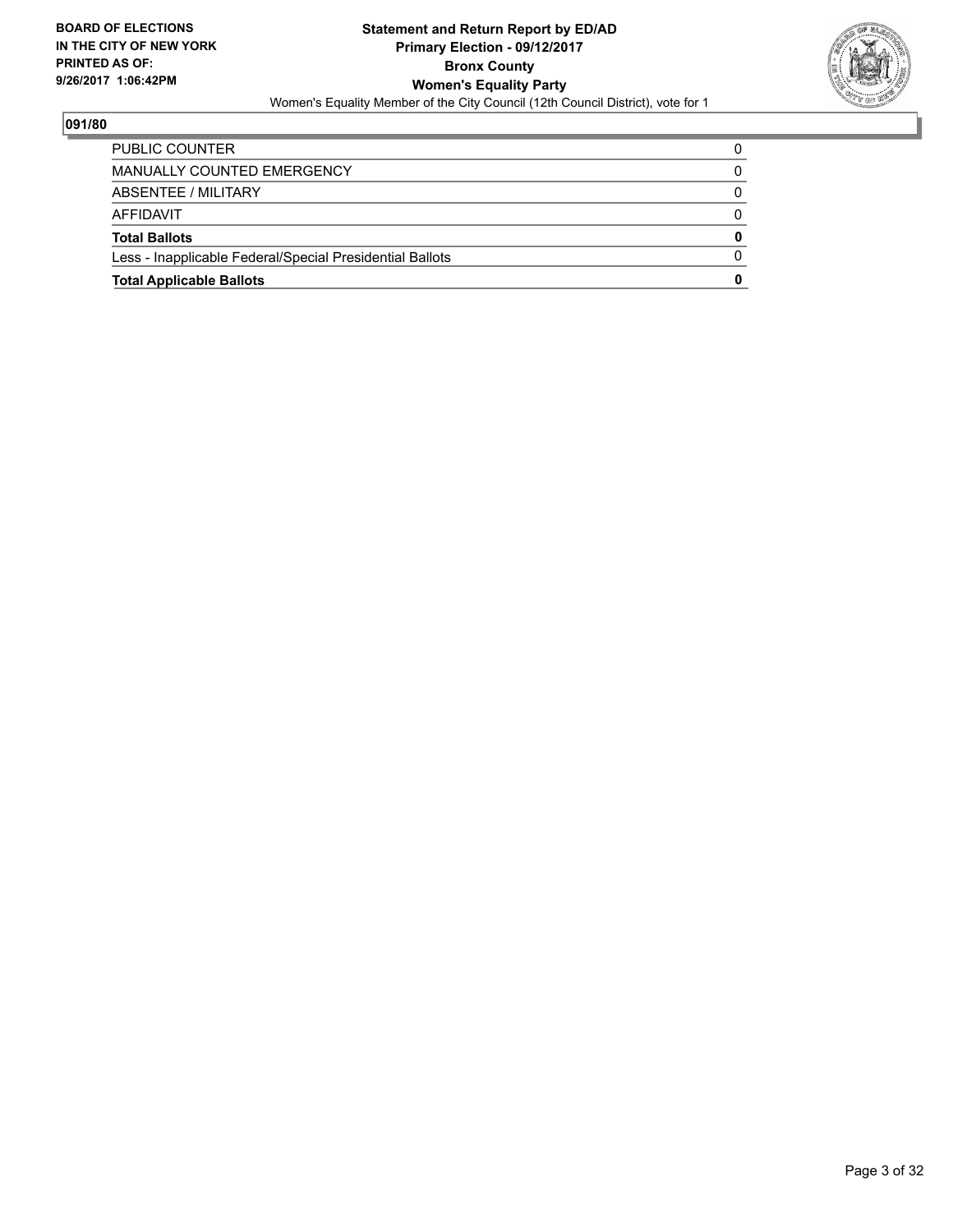**BOARD OF ELECTIONS IN THE CITY OF NEW YORK PRINTED AS OF: 9/26/2017 1:06:42PM**

**Statement and Return Report by ED/AD**
**Primary Election - 09/12/2017**
**Bronx County**
**Women's Equality Party**
Women's Equality Member of the City Council (12th Council District), vote for 1

**091/80**

| | |
|---|---|
| PUBLIC COUNTER | 0 |
| MANUALLY COUNTED EMERGENCY | 0 |
| ABSENTEE / MILITARY | 0 |
| AFFIDAVIT | 0 |
| **Total Ballots** | **0** |
| Less - Inapplicable Federal/Special Presidential Ballots | 0 |
| **Total Applicable Ballots** | **0** |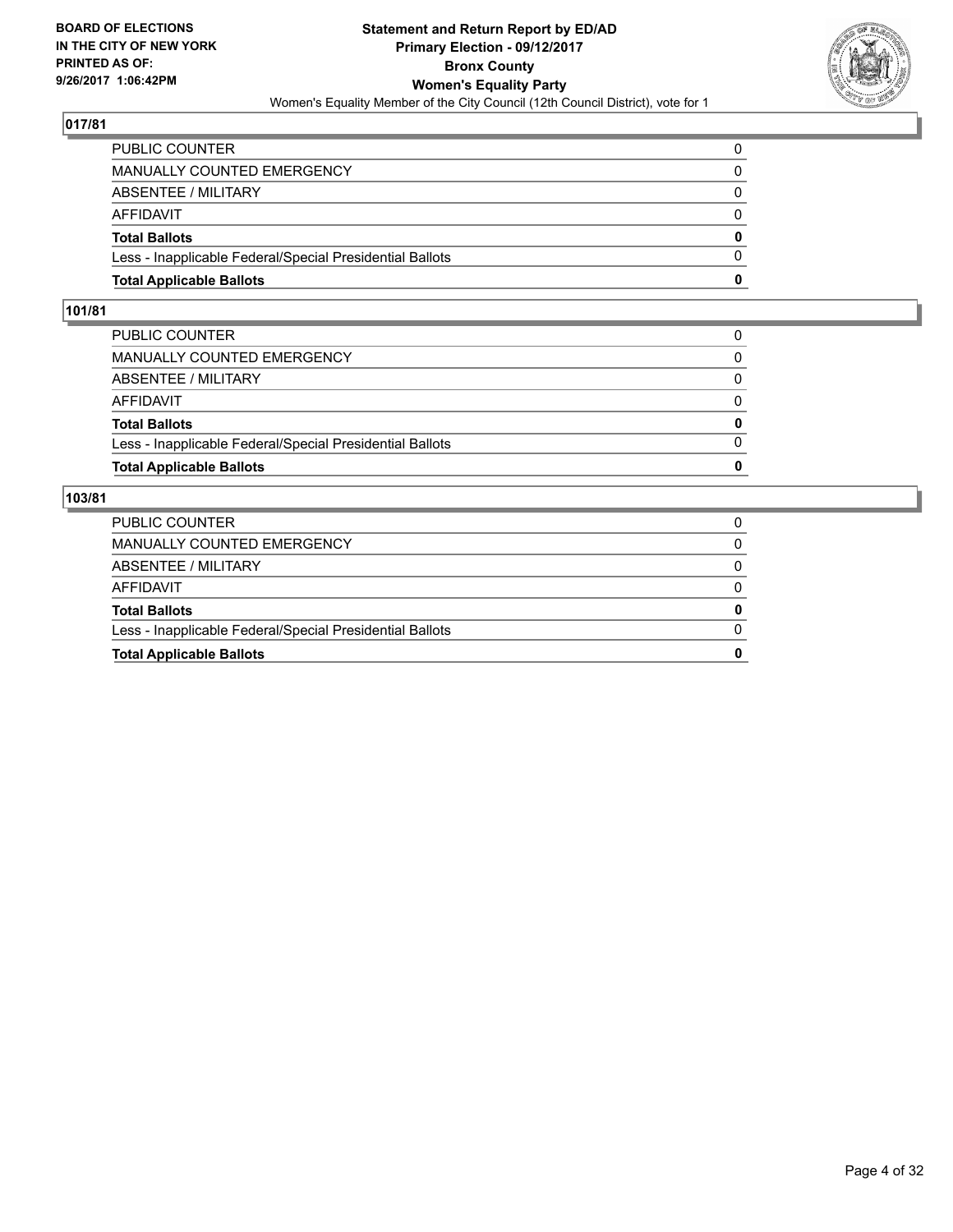## 017/81

| | |
|---|---|
| PUBLIC COUNTER | 0 |
| MANUALLY COUNTED EMERGENCY | 0 |
| ABSENTEE / MILITARY | 0 |
| AFFIDAVIT | 0 |
| **Total Ballots** | **0** |
| Less - Inapplicable Federal/Special Presidential Ballots | 0 |
| **Total Applicable Ballots** | **0** |

## 101/81

| | |
|---|---|
| PUBLIC COUNTER | 0 |
| MANUALLY COUNTED EMERGENCY | 0 |
| ABSENTEE / MILITARY | 0 |
| AFFIDAVIT | 0 |
| **Total Ballots** | **0** |
| Less - Inapplicable Federal/Special Presidential Ballots | 0 |
| **Total Applicable Ballots** | **0** |

## 103/81

| | |
|---|---|
| PUBLIC COUNTER | 0 |
| MANUALLY COUNTED EMERGENCY | 0 |
| ABSENTEE / MILITARY | 0 |
| AFFIDAVIT | 0 |
| **Total Ballots** | **0** |
| Less - Inapplicable Federal/Special Presidential Ballots | 0 |
| **Total Applicable Ballots** | **0** |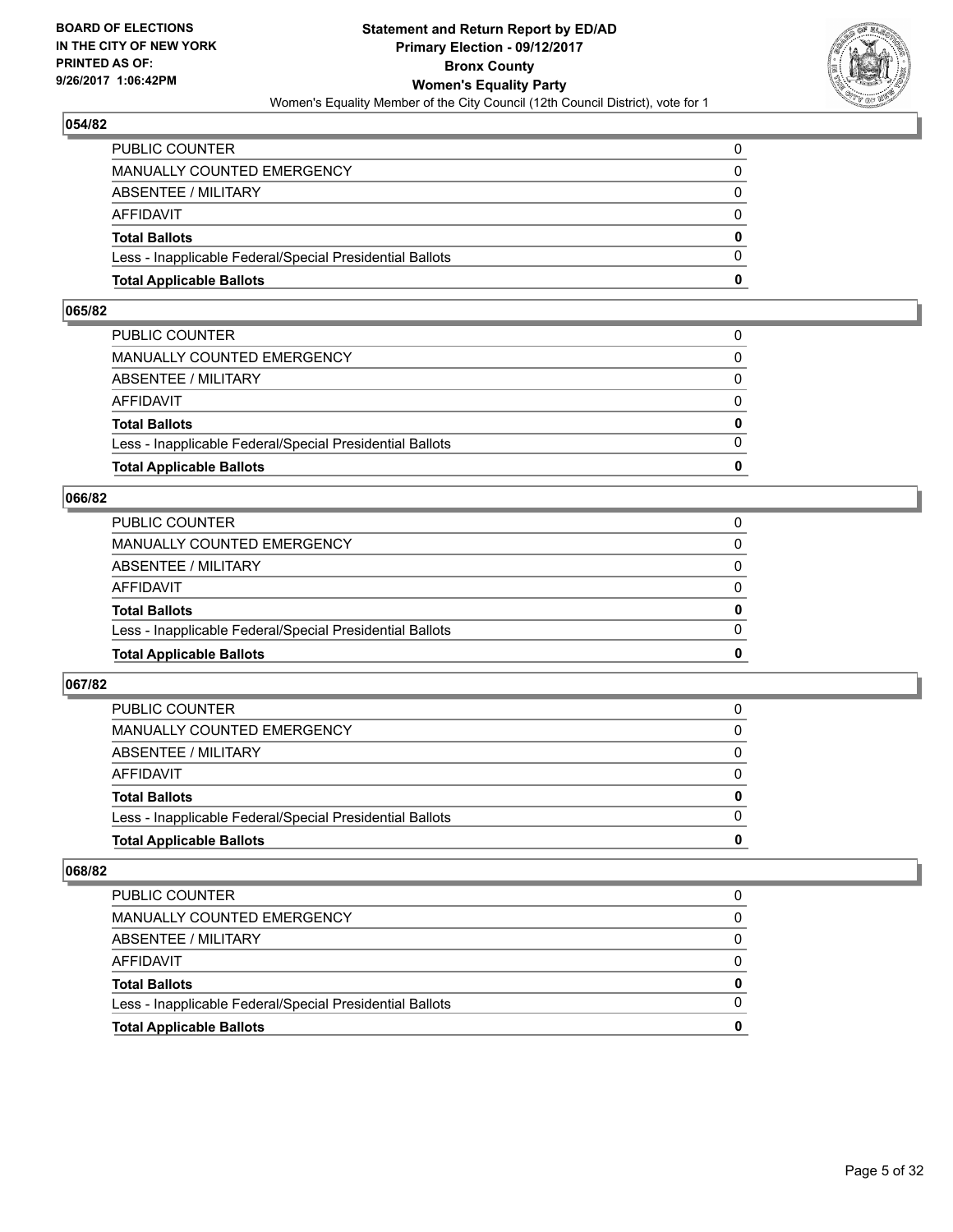## 054/82

| | |
|---|---|
| PUBLIC COUNTER | 0 |
| MANUALLY COUNTED EMERGENCY | 0 |
| ABSENTEE / MILITARY | 0 |
| AFFIDAVIT | 0 |
| **Total Ballots** | **0** |
| Less - Inapplicable Federal/Special Presidential Ballots | 0 |
| **Total Applicable Ballots** | **0** |

## 065/82

| | |
|---|---|
| PUBLIC COUNTER | 0 |
| MANUALLY COUNTED EMERGENCY | 0 |
| ABSENTEE / MILITARY | 0 |
| AFFIDAVIT | 0 |
| **Total Ballots** | **0** |
| Less - Inapplicable Federal/Special Presidential Ballots | 0 |
| **Total Applicable Ballots** | **0** |

## 066/82

| | |
|---|---|
| PUBLIC COUNTER | 0 |
| MANUALLY COUNTED EMERGENCY | 0 |
| ABSENTEE / MILITARY | 0 |
| AFFIDAVIT | 0 |
| **Total Ballots** | **0** |
| Less - Inapplicable Federal/Special Presidential Ballots | 0 |
| **Total Applicable Ballots** | **0** |

## 067/82

| | |
|---|---|
| PUBLIC COUNTER | 0 |
| MANUALLY COUNTED EMERGENCY | 0 |
| ABSENTEE / MILITARY | 0 |
| AFFIDAVIT | 0 |
| **Total Ballots** | **0** |
| Less - Inapplicable Federal/Special Presidential Ballots | 0 |
| **Total Applicable Ballots** | **0** |

## 068/82

| | |
|---|---|
| PUBLIC COUNTER | 0 |
| MANUALLY COUNTED EMERGENCY | 0 |
| ABSENTEE / MILITARY | 0 |
| AFFIDAVIT | 0 |
| **Total Ballots** | **0** |
| Less - Inapplicable Federal/Special Presidential Ballots | 0 |
| **Total Applicable Ballots** | **0** |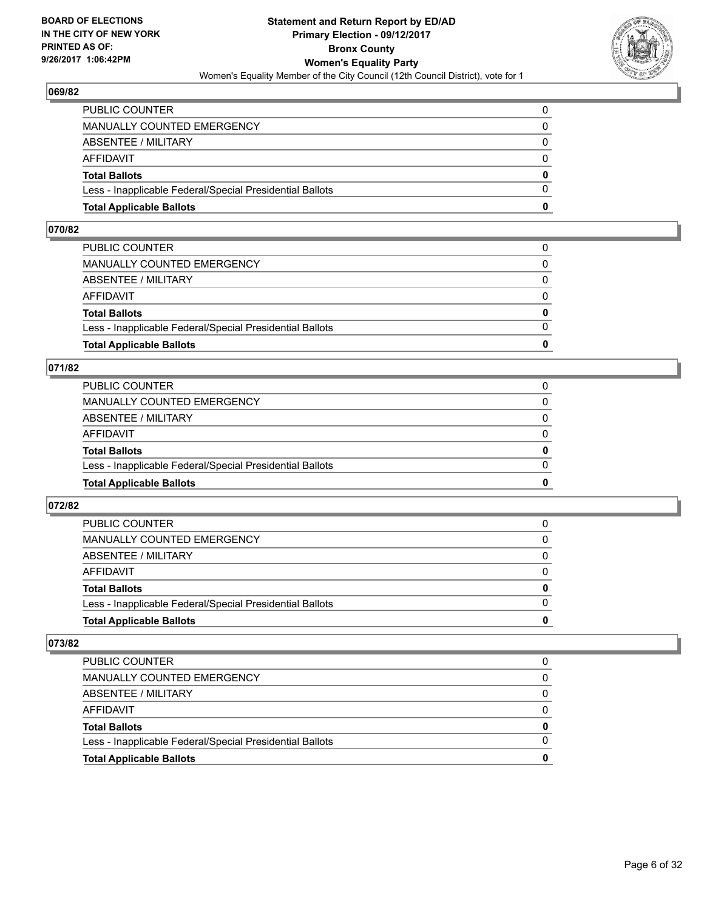## 069/82

| | |
|---|---|
| PUBLIC COUNTER | 0 |
| MANUALLY COUNTED EMERGENCY | 0 |
| ABSENTEE / MILITARY | 0 |
| AFFIDAVIT | 0 |
| **Total Ballots** | **0** |
| Less - Inapplicable Federal/Special Presidential Ballots | 0 |
| **Total Applicable Ballots** | **0** |

## 070/82

| | |
|---|---|
| PUBLIC COUNTER | 0 |
| MANUALLY COUNTED EMERGENCY | 0 |
| ABSENTEE / MILITARY | 0 |
| AFFIDAVIT | 0 |
| **Total Ballots** | **0** |
| Less - Inapplicable Federal/Special Presidential Ballots | 0 |
| **Total Applicable Ballots** | **0** |

## 071/82

| | |
|---|---|
| PUBLIC COUNTER | 0 |
| MANUALLY COUNTED EMERGENCY | 0 |
| ABSENTEE / MILITARY | 0 |
| AFFIDAVIT | 0 |
| **Total Ballots** | **0** |
| Less - Inapplicable Federal/Special Presidential Ballots | 0 |
| **Total Applicable Ballots** | **0** |

## 072/82

| | |
|---|---|
| PUBLIC COUNTER | 0 |
| MANUALLY COUNTED EMERGENCY | 0 |
| ABSENTEE / MILITARY | 0 |
| AFFIDAVIT | 0 |
| **Total Ballots** | **0** |
| Less - Inapplicable Federal/Special Presidential Ballots | 0 |
| **Total Applicable Ballots** | **0** |

## 073/82

| | |
|---|---|
| PUBLIC COUNTER | 0 |
| MANUALLY COUNTED EMERGENCY | 0 |
| ABSENTEE / MILITARY | 0 |
| AFFIDAVIT | 0 |
| **Total Ballots** | **0** |
| Less - Inapplicable Federal/Special Presidential Ballots | 0 |
| **Total Applicable Ballots** | **0** |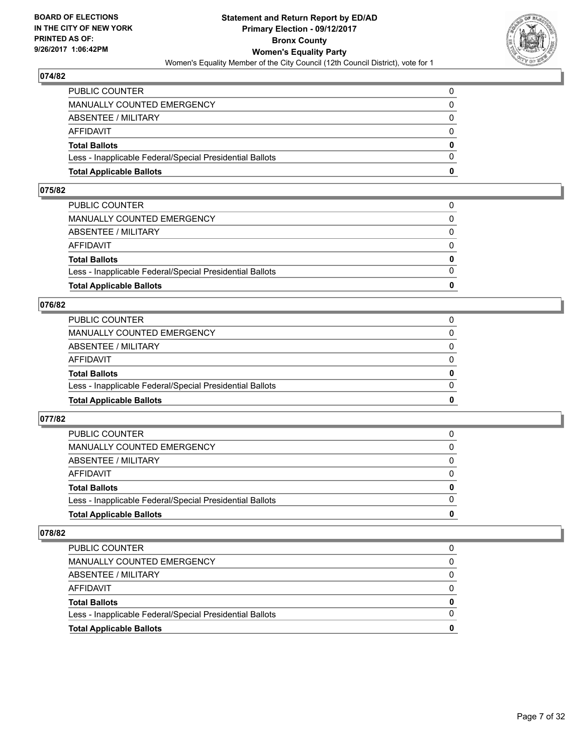## 074/82

| | |
|---|---|
| PUBLIC COUNTER | 0 |
| MANUALLY COUNTED EMERGENCY | 0 |
| ABSENTEE / MILITARY | 0 |
| AFFIDAVIT | 0 |
| **Total Ballots** | **0** |
| Less - Inapplicable Federal/Special Presidential Ballots | 0 |
| **Total Applicable Ballots** | **0** |

## 075/82

| | |
|---|---|
| PUBLIC COUNTER | 0 |
| MANUALLY COUNTED EMERGENCY | 0 |
| ABSENTEE / MILITARY | 0 |
| AFFIDAVIT | 0 |
| **Total Ballots** | **0** |
| Less - Inapplicable Federal/Special Presidential Ballots | 0 |
| **Total Applicable Ballots** | **0** |

## 076/82

| | |
|---|---|
| PUBLIC COUNTER | 0 |
| MANUALLY COUNTED EMERGENCY | 0 |
| ABSENTEE / MILITARY | 0 |
| AFFIDAVIT | 0 |
| **Total Ballots** | **0** |
| Less - Inapplicable Federal/Special Presidential Ballots | 0 |
| **Total Applicable Ballots** | **0** |

## 077/82

| | |
|---|---|
| PUBLIC COUNTER | 0 |
| MANUALLY COUNTED EMERGENCY | 0 |
| ABSENTEE / MILITARY | 0 |
| AFFIDAVIT | 0 |
| **Total Ballots** | **0** |
| Less - Inapplicable Federal/Special Presidential Ballots | 0 |
| **Total Applicable Ballots** | **0** |

## 078/82

| | |
|---|---|
| PUBLIC COUNTER | 0 |
| MANUALLY COUNTED EMERGENCY | 0 |
| ABSENTEE / MILITARY | 0 |
| AFFIDAVIT | 0 |
| **Total Ballots** | **0** |
| Less - Inapplicable Federal/Special Presidential Ballots | 0 |
| **Total Applicable Ballots** | **0** |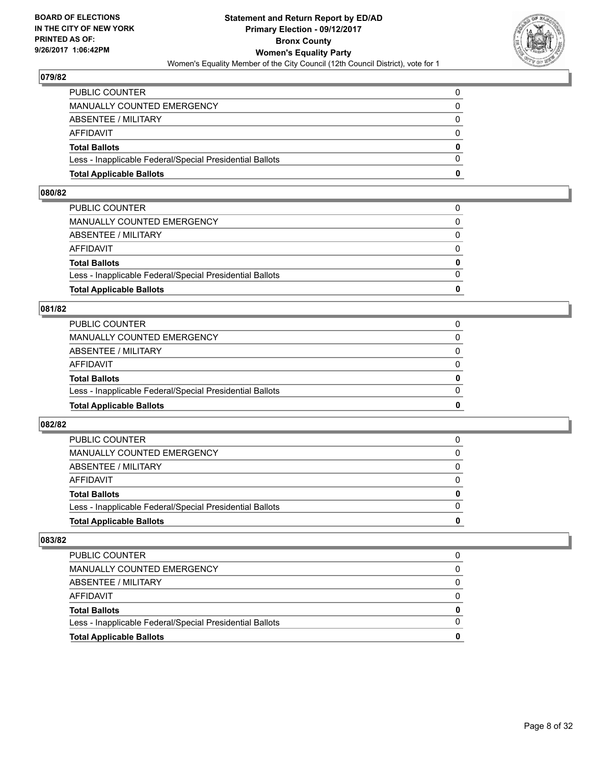## 079/82

| | |
|---|---|
| PUBLIC COUNTER | 0 |
| MANUALLY COUNTED EMERGENCY | 0 |
| ABSENTEE / MILITARY | 0 |
| AFFIDAVIT | 0 |
| **Total Ballots** | **0** |
| Less - Inapplicable Federal/Special Presidential Ballots | 0 |
| **Total Applicable Ballots** | **0** |

## 080/82

| | |
|---|---|
| PUBLIC COUNTER | 0 |
| MANUALLY COUNTED EMERGENCY | 0 |
| ABSENTEE / MILITARY | 0 |
| AFFIDAVIT | 0 |
| **Total Ballots** | **0** |
| Less - Inapplicable Federal/Special Presidential Ballots | 0 |
| **Total Applicable Ballots** | **0** |

## 081/82

| | |
|---|---|
| PUBLIC COUNTER | 0 |
| MANUALLY COUNTED EMERGENCY | 0 |
| ABSENTEE / MILITARY | 0 |
| AFFIDAVIT | 0 |
| **Total Ballots** | **0** |
| Less - Inapplicable Federal/Special Presidential Ballots | 0 |
| **Total Applicable Ballots** | **0** |

## 082/82

| | |
|---|---|
| PUBLIC COUNTER | 0 |
| MANUALLY COUNTED EMERGENCY | 0 |
| ABSENTEE / MILITARY | 0 |
| AFFIDAVIT | 0 |
| **Total Ballots** | **0** |
| Less - Inapplicable Federal/Special Presidential Ballots | 0 |
| **Total Applicable Ballots** | **0** |

## 083/82

| | |
|---|---|
| PUBLIC COUNTER | 0 |
| MANUALLY COUNTED EMERGENCY | 0 |
| ABSENTEE / MILITARY | 0 |
| AFFIDAVIT | 0 |
| **Total Ballots** | **0** |
| Less - Inapplicable Federal/Special Presidential Ballots | 0 |
| **Total Applicable Ballots** | **0** |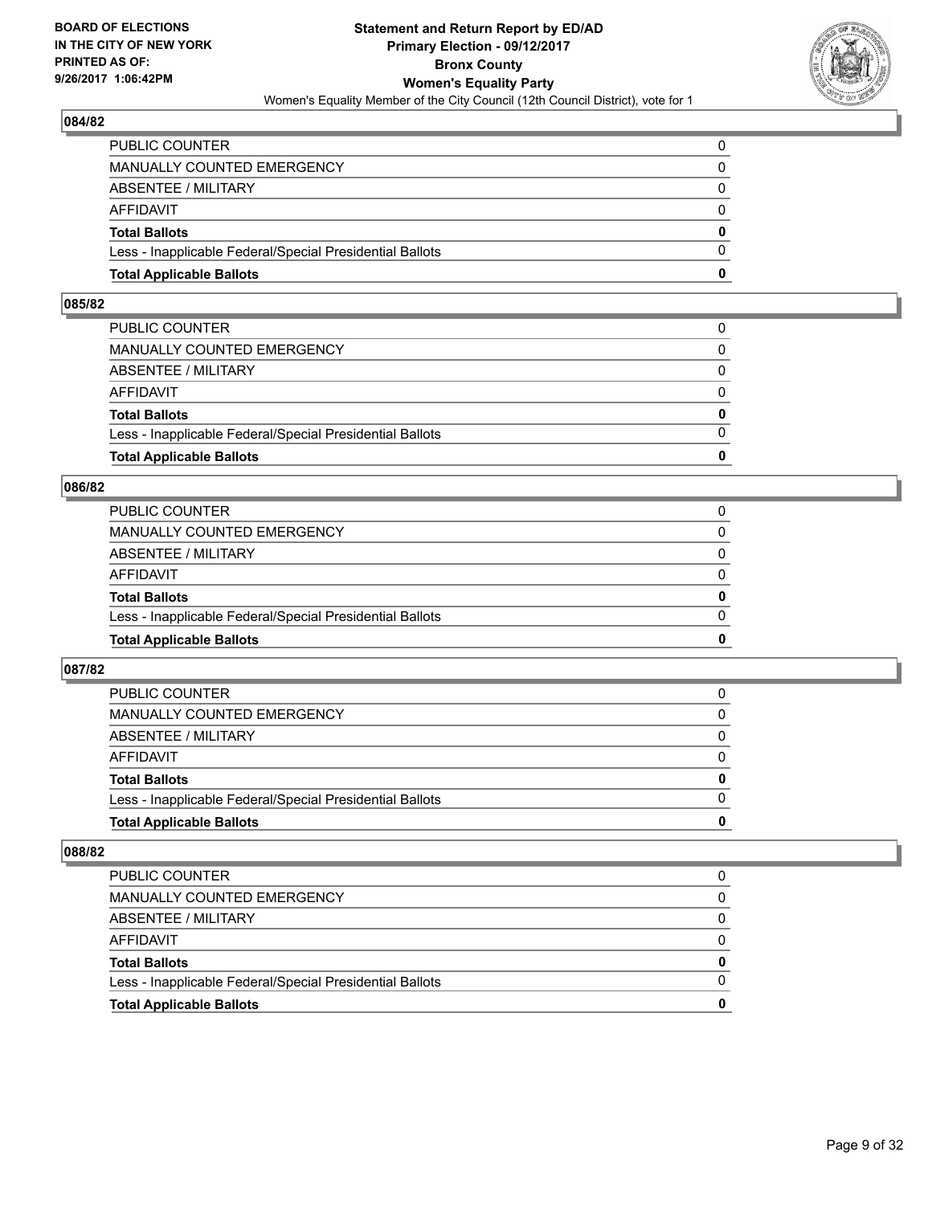## 084/82

| | |
|---|---|
| PUBLIC COUNTER | 0 |
| MANUALLY COUNTED EMERGENCY | 0 |
| ABSENTEE / MILITARY | 0 |
| AFFIDAVIT | 0 |
| **Total Ballots** | **0** |
| Less - Inapplicable Federal/Special Presidential Ballots | 0 |
| **Total Applicable Ballots** | **0** |

## 085/82

| | |
|---|---|
| PUBLIC COUNTER | 0 |
| MANUALLY COUNTED EMERGENCY | 0 |
| ABSENTEE / MILITARY | 0 |
| AFFIDAVIT | 0 |
| **Total Ballots** | **0** |
| Less - Inapplicable Federal/Special Presidential Ballots | 0 |
| **Total Applicable Ballots** | **0** |

## 086/82

| | |
|---|---|
| PUBLIC COUNTER | 0 |
| MANUALLY COUNTED EMERGENCY | 0 |
| ABSENTEE / MILITARY | 0 |
| AFFIDAVIT | 0 |
| **Total Ballots** | **0** |
| Less - Inapplicable Federal/Special Presidential Ballots | 0 |
| **Total Applicable Ballots** | **0** |

## 087/82

| | |
|---|---|
| PUBLIC COUNTER | 0 |
| MANUALLY COUNTED EMERGENCY | 0 |
| ABSENTEE / MILITARY | 0 |
| AFFIDAVIT | 0 |
| **Total Ballots** | **0** |
| Less - Inapplicable Federal/Special Presidential Ballots | 0 |
| **Total Applicable Ballots** | **0** |

## 088/82

| | |
|---|---|
| PUBLIC COUNTER | 0 |
| MANUALLY COUNTED EMERGENCY | 0 |
| ABSENTEE / MILITARY | 0 |
| AFFIDAVIT | 0 |
| **Total Ballots** | **0** |
| Less - Inapplicable Federal/Special Presidential Ballots | 0 |
| **Total Applicable Ballots** | **0** |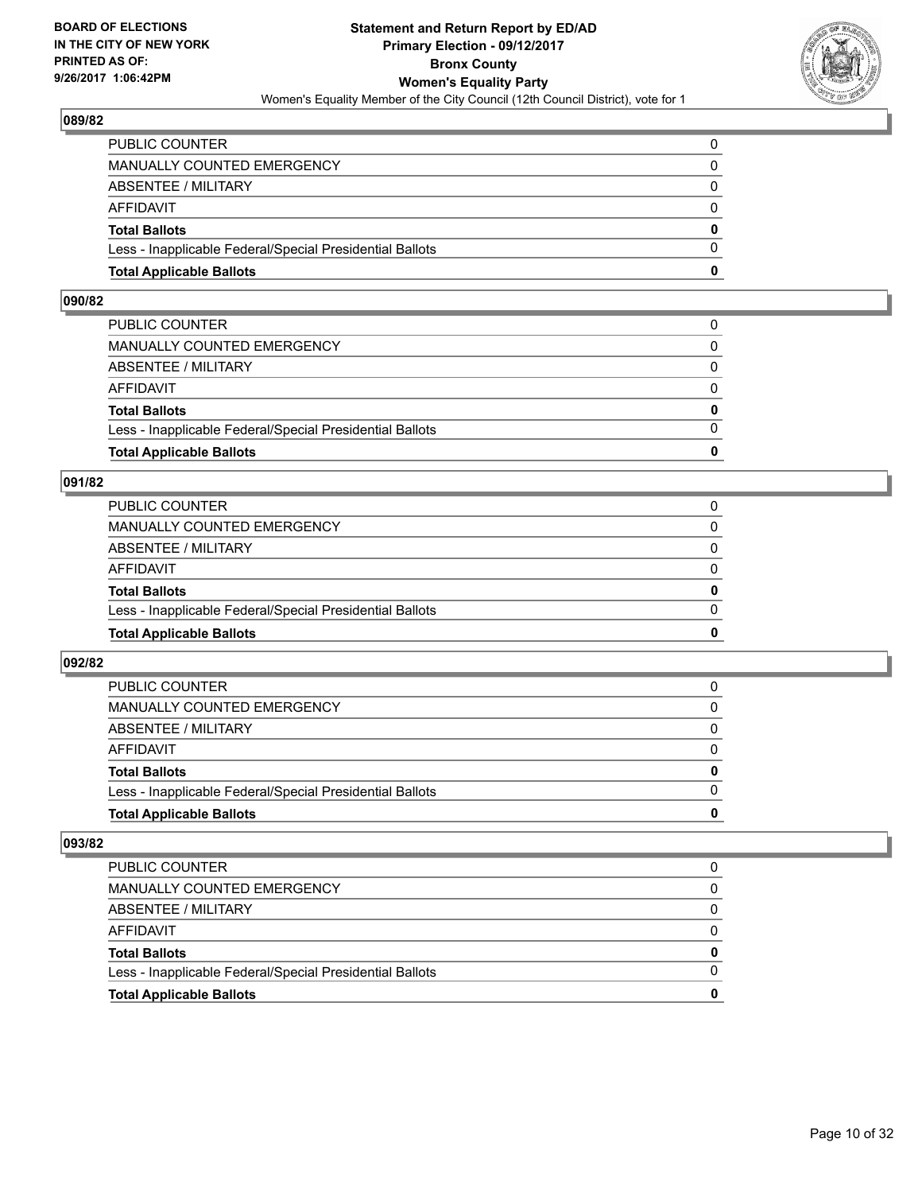## 089/82

| | |
|---|---|
| PUBLIC COUNTER | 0 |
| MANUALLY COUNTED EMERGENCY | 0 |
| ABSENTEE / MILITARY | 0 |
| AFFIDAVIT | 0 |
| **Total Ballots** | **0** |
| Less - Inapplicable Federal/Special Presidential Ballots | 0 |
| **Total Applicable Ballots** | **0** |

## 090/82

| | |
|---|---|
| PUBLIC COUNTER | 0 |
| MANUALLY COUNTED EMERGENCY | 0 |
| ABSENTEE / MILITARY | 0 |
| AFFIDAVIT | 0 |
| **Total Ballots** | **0** |
| Less - Inapplicable Federal/Special Presidential Ballots | 0 |
| **Total Applicable Ballots** | **0** |

## 091/82

| | |
|---|---|
| PUBLIC COUNTER | 0 |
| MANUALLY COUNTED EMERGENCY | 0 |
| ABSENTEE / MILITARY | 0 |
| AFFIDAVIT | 0 |
| **Total Ballots** | **0** |
| Less - Inapplicable Federal/Special Presidential Ballots | 0 |
| **Total Applicable Ballots** | **0** |

## 092/82

| | |
|---|---|
| PUBLIC COUNTER | 0 |
| MANUALLY COUNTED EMERGENCY | 0 |
| ABSENTEE / MILITARY | 0 |
| AFFIDAVIT | 0 |
| **Total Ballots** | **0** |
| Less - Inapplicable Federal/Special Presidential Ballots | 0 |
| **Total Applicable Ballots** | **0** |

## 093/82

| | |
|---|---|
| PUBLIC COUNTER | 0 |
| MANUALLY COUNTED EMERGENCY | 0 |
| ABSENTEE / MILITARY | 0 |
| AFFIDAVIT | 0 |
| **Total Ballots** | **0** |
| Less - Inapplicable Federal/Special Presidential Ballots | 0 |
| **Total Applicable Ballots** | **0** |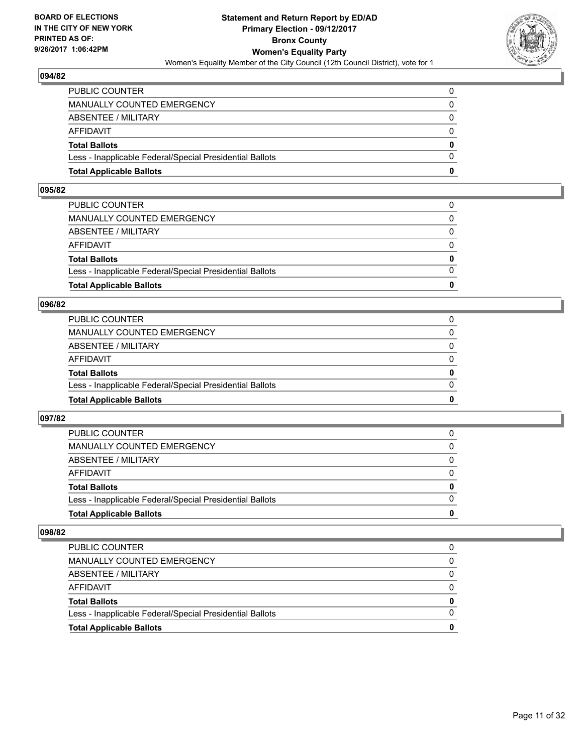## 094/82

| | |
|---|---|
| PUBLIC COUNTER | 0 |
| MANUALLY COUNTED EMERGENCY | 0 |
| ABSENTEE / MILITARY | 0 |
| AFFIDAVIT | 0 |
| **Total Ballots** | **0** |
| Less - Inapplicable Federal/Special Presidential Ballots | 0 |
| **Total Applicable Ballots** | **0** |

## 095/82

| | |
|---|---|
| PUBLIC COUNTER | 0 |
| MANUALLY COUNTED EMERGENCY | 0 |
| ABSENTEE / MILITARY | 0 |
| AFFIDAVIT | 0 |
| **Total Ballots** | **0** |
| Less - Inapplicable Federal/Special Presidential Ballots | 0 |
| **Total Applicable Ballots** | **0** |

## 096/82

| | |
|---|---|
| PUBLIC COUNTER | 0 |
| MANUALLY COUNTED EMERGENCY | 0 |
| ABSENTEE / MILITARY | 0 |
| AFFIDAVIT | 0 |
| **Total Ballots** | **0** |
| Less - Inapplicable Federal/Special Presidential Ballots | 0 |
| **Total Applicable Ballots** | **0** |

## 097/82

| | |
|---|---|
| PUBLIC COUNTER | 0 |
| MANUALLY COUNTED EMERGENCY | 0 |
| ABSENTEE / MILITARY | 0 |
| AFFIDAVIT | 0 |
| **Total Ballots** | **0** |
| Less - Inapplicable Federal/Special Presidential Ballots | 0 |
| **Total Applicable Ballots** | **0** |

## 098/82

| | |
|---|---|
| PUBLIC COUNTER | 0 |
| MANUALLY COUNTED EMERGENCY | 0 |
| ABSENTEE / MILITARY | 0 |
| AFFIDAVIT | 0 |
| **Total Ballots** | **0** |
| Less - Inapplicable Federal/Special Presidential Ballots | 0 |
| **Total Applicable Ballots** | **0** |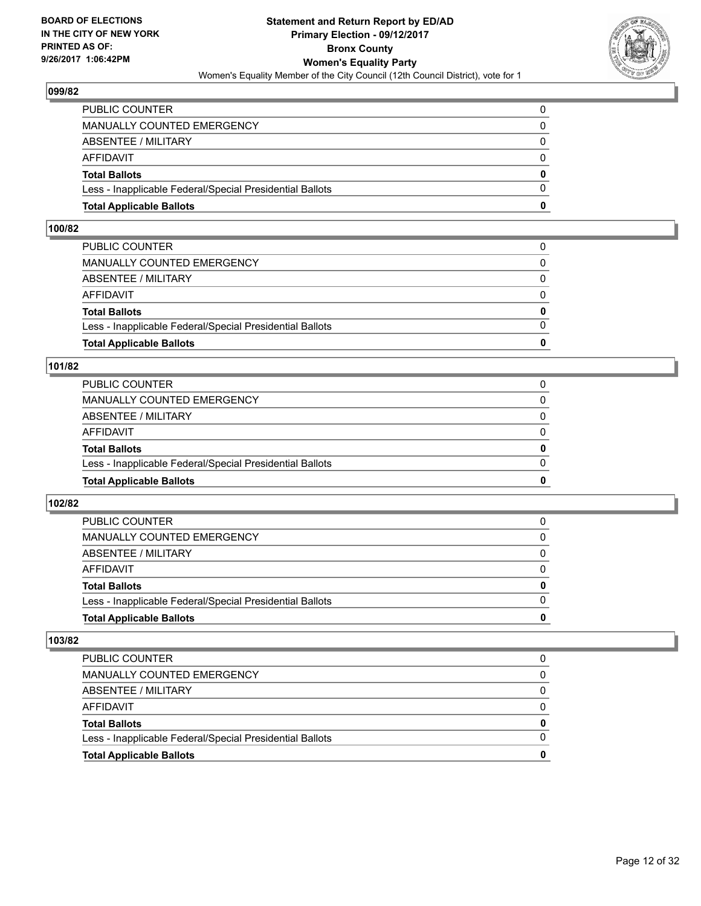### 099/82

| | |
|---|---|
| PUBLIC COUNTER | 0 |
| MANUALLY COUNTED EMERGENCY | 0 |
| ABSENTEE / MILITARY | 0 |
| AFFIDAVIT | 0 |
| **Total Ballots** | **0** |
| Less - Inapplicable Federal/Special Presidential Ballots | 0 |
| **Total Applicable Ballots** | **0** |

### 100/82

| | |
|---|---|
| PUBLIC COUNTER | 0 |
| MANUALLY COUNTED EMERGENCY | 0 |
| ABSENTEE / MILITARY | 0 |
| AFFIDAVIT | 0 |
| **Total Ballots** | **0** |
| Less - Inapplicable Federal/Special Presidential Ballots | 0 |
| **Total Applicable Ballots** | **0** |

### 101/82

| | |
|---|---|
| PUBLIC COUNTER | 0 |
| MANUALLY COUNTED EMERGENCY | 0 |
| ABSENTEE / MILITARY | 0 |
| AFFIDAVIT | 0 |
| **Total Ballots** | **0** |
| Less - Inapplicable Federal/Special Presidential Ballots | 0 |
| **Total Applicable Ballots** | **0** |

### 102/82

| | |
|---|---|
| PUBLIC COUNTER | 0 |
| MANUALLY COUNTED EMERGENCY | 0 |
| ABSENTEE / MILITARY | 0 |
| AFFIDAVIT | 0 |
| **Total Ballots** | **0** |
| Less - Inapplicable Federal/Special Presidential Ballots | 0 |
| **Total Applicable Ballots** | **0** |

### 103/82

| | |
|---|---|
| PUBLIC COUNTER | 0 |
| MANUALLY COUNTED EMERGENCY | 0 |
| ABSENTEE / MILITARY | 0 |
| AFFIDAVIT | 0 |
| **Total Ballots** | **0** |
| Less - Inapplicable Federal/Special Presidential Ballots | 0 |
| **Total Applicable Ballots** | **0** |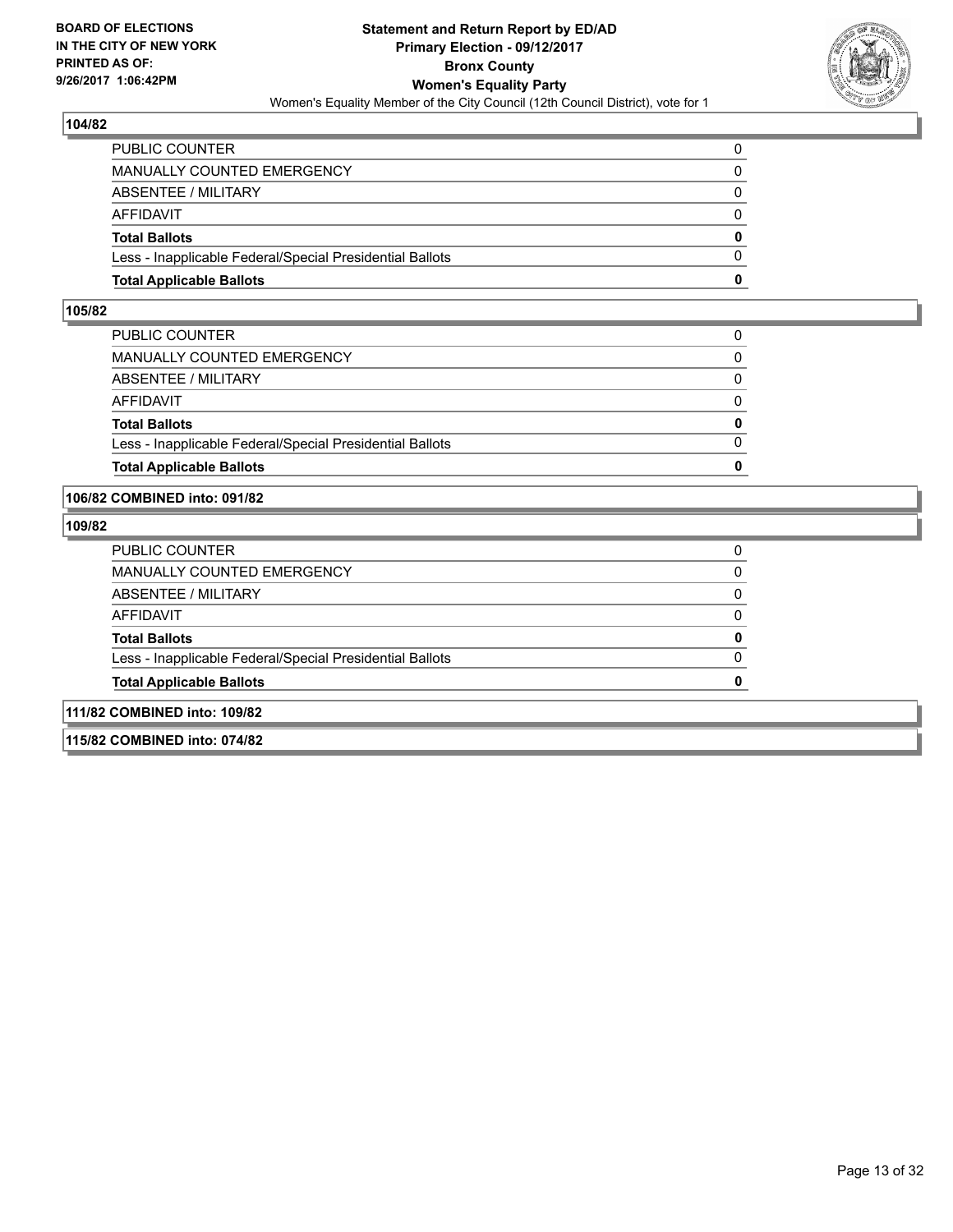**BOARD OF ELECTIONS IN THE CITY OF NEW YORK PRINTED AS OF: 9/26/2017 1:06:42PM**

**Statement and Return Report by ED/AD**
**Primary Election - 09/12/2017**
**Bronx County**
**Women's Equality Party**
Women's Equality Member of the City Council (12th Council District), vote for 1

## 104/82

| | |
|---|---|
| PUBLIC COUNTER | 0 |
| MANUALLY COUNTED EMERGENCY | 0 |
| ABSENTEE / MILITARY | 0 |
| AFFIDAVIT | 0 |
| **Total Ballots** | **0** |
| Less - Inapplicable Federal/Special Presidential Ballots | 0 |
| **Total Applicable Ballots** | **0** |

## 105/82

| | |
|---|---|
| PUBLIC COUNTER | 0 |
| MANUALLY COUNTED EMERGENCY | 0 |
| ABSENTEE / MILITARY | 0 |
| AFFIDAVIT | 0 |
| **Total Ballots** | **0** |
| Less - Inapplicable Federal/Special Presidential Ballots | 0 |
| **Total Applicable Ballots** | **0** |

## 106/82 COMBINED into: 091/82

## 109/82

| | |
|---|---|
| PUBLIC COUNTER | 0 |
| MANUALLY COUNTED EMERGENCY | 0 |
| ABSENTEE / MILITARY | 0 |
| AFFIDAVIT | 0 |
| **Total Ballots** | **0** |
| Less - Inapplicable Federal/Special Presidential Ballots | 0 |
| **Total Applicable Ballots** | **0** |

## 111/82 COMBINED into: 109/82

## 115/82 COMBINED into: 074/82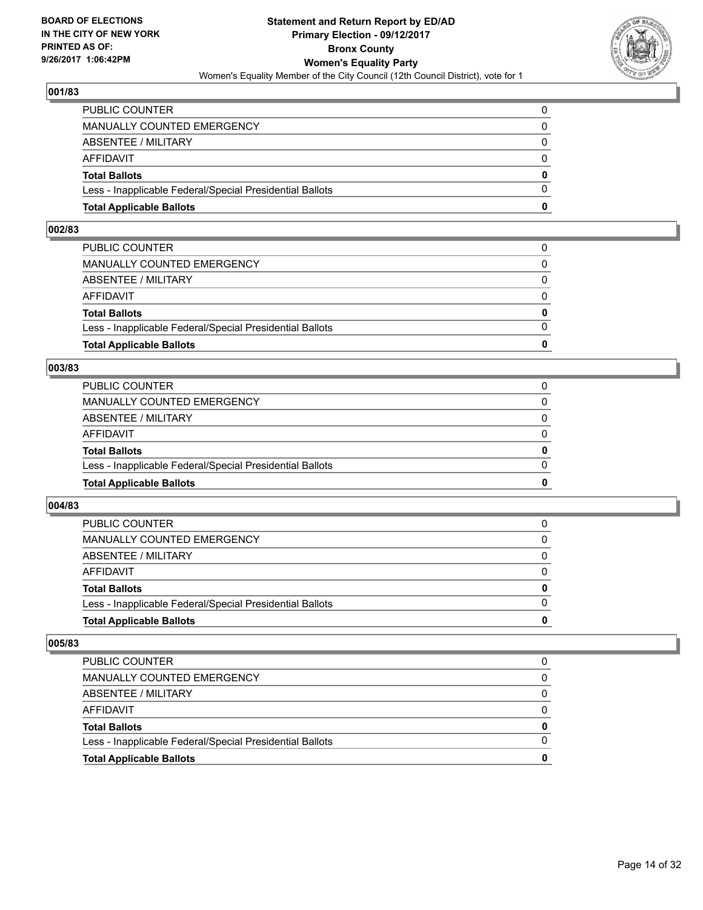**BOARD OF ELECTIONS IN THE CITY OF NEW YORK PRINTED AS OF: 9/26/2017 1:06:42PM**

**Statement and Return Report by ED/AD Primary Election - 09/12/2017 Bronx County Women's Equality Party**

Women's Equality Member of the City Council (12th Council District), vote for 1

### 001/83

| | |
|---|---|
| PUBLIC COUNTER | 0 |
| MANUALLY COUNTED EMERGENCY | 0 |
| ABSENTEE / MILITARY | 0 |
| AFFIDAVIT | 0 |
| **Total Ballots** | **0** |
| Less - Inapplicable Federal/Special Presidential Ballots | 0 |
| **Total Applicable Ballots** | **0** |

### 002/83

| | |
|---|---|
| PUBLIC COUNTER | 0 |
| MANUALLY COUNTED EMERGENCY | 0 |
| ABSENTEE / MILITARY | 0 |
| AFFIDAVIT | 0 |
| **Total Ballots** | **0** |
| Less - Inapplicable Federal/Special Presidential Ballots | 0 |
| **Total Applicable Ballots** | **0** |

### 003/83

| | |
|---|---|
| PUBLIC COUNTER | 0 |
| MANUALLY COUNTED EMERGENCY | 0 |
| ABSENTEE / MILITARY | 0 |
| AFFIDAVIT | 0 |
| **Total Ballots** | **0** |
| Less - Inapplicable Federal/Special Presidential Ballots | 0 |
| **Total Applicable Ballots** | **0** |

### 004/83

| | |
|---|---|
| PUBLIC COUNTER | 0 |
| MANUALLY COUNTED EMERGENCY | 0 |
| ABSENTEE / MILITARY | 0 |
| AFFIDAVIT | 0 |
| **Total Ballots** | **0** |
| Less - Inapplicable Federal/Special Presidential Ballots | 0 |
| **Total Applicable Ballots** | **0** |

### 005/83

| | |
|---|---|
| PUBLIC COUNTER | 0 |
| MANUALLY COUNTED EMERGENCY | 0 |
| ABSENTEE / MILITARY | 0 |
| AFFIDAVIT | 0 |
| **Total Ballots** | **0** |
| Less - Inapplicable Federal/Special Presidential Ballots | 0 |
| **Total Applicable Ballots** | **0** |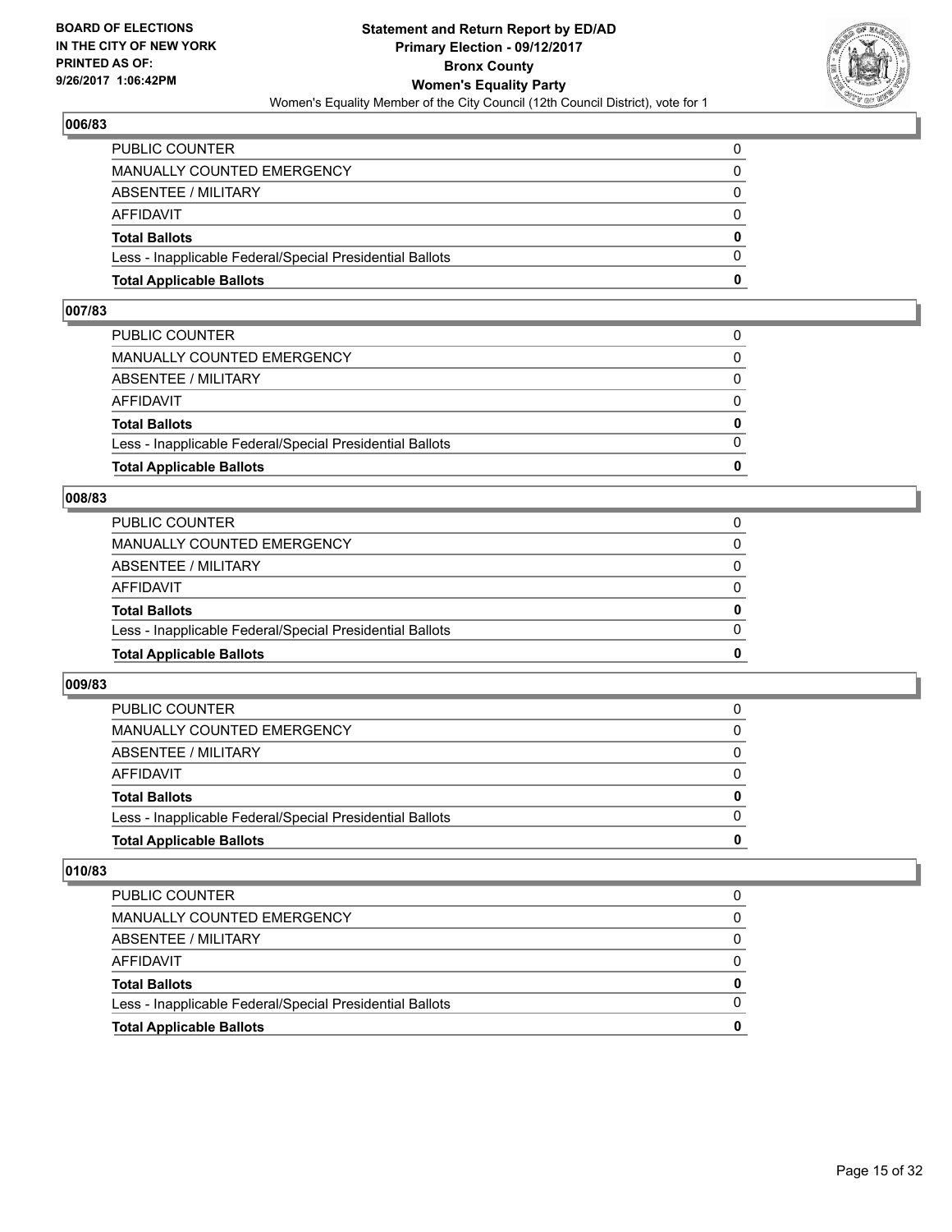## 006/83

| | |
|---|---|
| PUBLIC COUNTER | 0 |
| MANUALLY COUNTED EMERGENCY | 0 |
| ABSENTEE / MILITARY | 0 |
| AFFIDAVIT | 0 |
| **Total Ballots** | **0** |
| Less - Inapplicable Federal/Special Presidential Ballots | 0 |
| **Total Applicable Ballots** | **0** |

## 007/83

| | |
|---|---|
| PUBLIC COUNTER | 0 |
| MANUALLY COUNTED EMERGENCY | 0 |
| ABSENTEE / MILITARY | 0 |
| AFFIDAVIT | 0 |
| **Total Ballots** | **0** |
| Less - Inapplicable Federal/Special Presidential Ballots | 0 |
| **Total Applicable Ballots** | **0** |

## 008/83

| | |
|---|---|
| PUBLIC COUNTER | 0 |
| MANUALLY COUNTED EMERGENCY | 0 |
| ABSENTEE / MILITARY | 0 |
| AFFIDAVIT | 0 |
| **Total Ballots** | **0** |
| Less - Inapplicable Federal/Special Presidential Ballots | 0 |
| **Total Applicable Ballots** | **0** |

## 009/83

| | |
|---|---|
| PUBLIC COUNTER | 0 |
| MANUALLY COUNTED EMERGENCY | 0 |
| ABSENTEE / MILITARY | 0 |
| AFFIDAVIT | 0 |
| **Total Ballots** | **0** |
| Less - Inapplicable Federal/Special Presidential Ballots | 0 |
| **Total Applicable Ballots** | **0** |

## 010/83

| | |
|---|---|
| PUBLIC COUNTER | 0 |
| MANUALLY COUNTED EMERGENCY | 0 |
| ABSENTEE / MILITARY | 0 |
| AFFIDAVIT | 0 |
| **Total Ballots** | **0** |
| Less - Inapplicable Federal/Special Presidential Ballots | 0 |
| **Total Applicable Ballots** | **0** |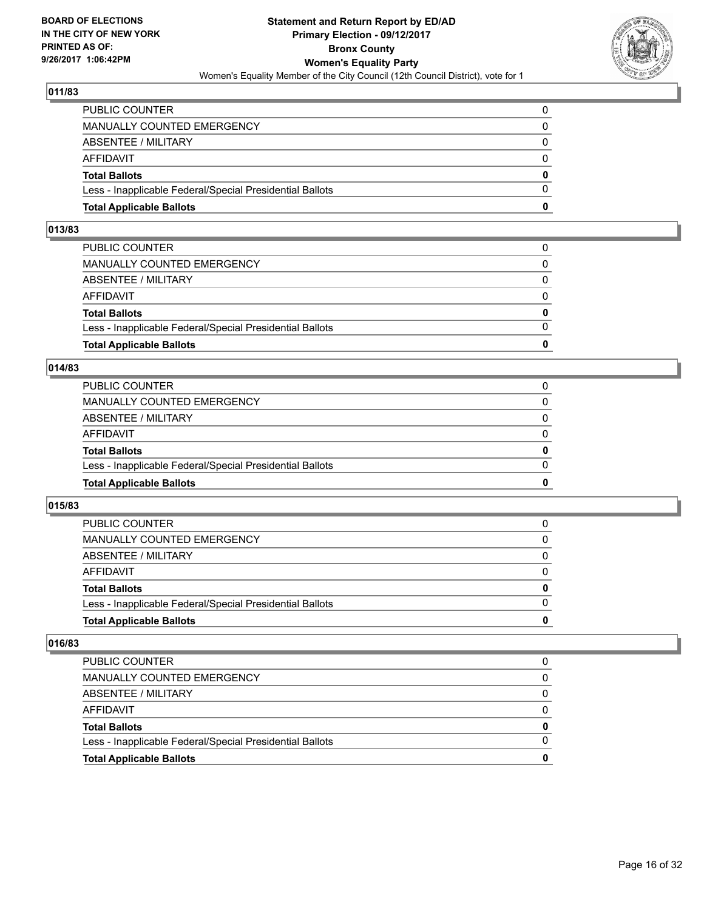## 011/83

| | |
|---|---|
| PUBLIC COUNTER | 0 |
| MANUALLY COUNTED EMERGENCY | 0 |
| ABSENTEE / MILITARY | 0 |
| AFFIDAVIT | 0 |
| **Total Ballots** | **0** |
| Less - Inapplicable Federal/Special Presidential Ballots | 0 |
| **Total Applicable Ballots** | **0** |

## 013/83

| | |
|---|---|
| PUBLIC COUNTER | 0 |
| MANUALLY COUNTED EMERGENCY | 0 |
| ABSENTEE / MILITARY | 0 |
| AFFIDAVIT | 0 |
| **Total Ballots** | **0** |
| Less - Inapplicable Federal/Special Presidential Ballots | 0 |
| **Total Applicable Ballots** | **0** |

## 014/83

| | |
|---|---|
| PUBLIC COUNTER | 0 |
| MANUALLY COUNTED EMERGENCY | 0 |
| ABSENTEE / MILITARY | 0 |
| AFFIDAVIT | 0 |
| **Total Ballots** | **0** |
| Less - Inapplicable Federal/Special Presidential Ballots | 0 |
| **Total Applicable Ballots** | **0** |

## 015/83

| | |
|---|---|
| PUBLIC COUNTER | 0 |
| MANUALLY COUNTED EMERGENCY | 0 |
| ABSENTEE / MILITARY | 0 |
| AFFIDAVIT | 0 |
| **Total Ballots** | **0** |
| Less - Inapplicable Federal/Special Presidential Ballots | 0 |
| **Total Applicable Ballots** | **0** |

## 016/83

| | |
|---|---|
| PUBLIC COUNTER | 0 |
| MANUALLY COUNTED EMERGENCY | 0 |
| ABSENTEE / MILITARY | 0 |
| AFFIDAVIT | 0 |
| **Total Ballots** | **0** |
| Less - Inapplicable Federal/Special Presidential Ballots | 0 |
| **Total Applicable Ballots** | **0** |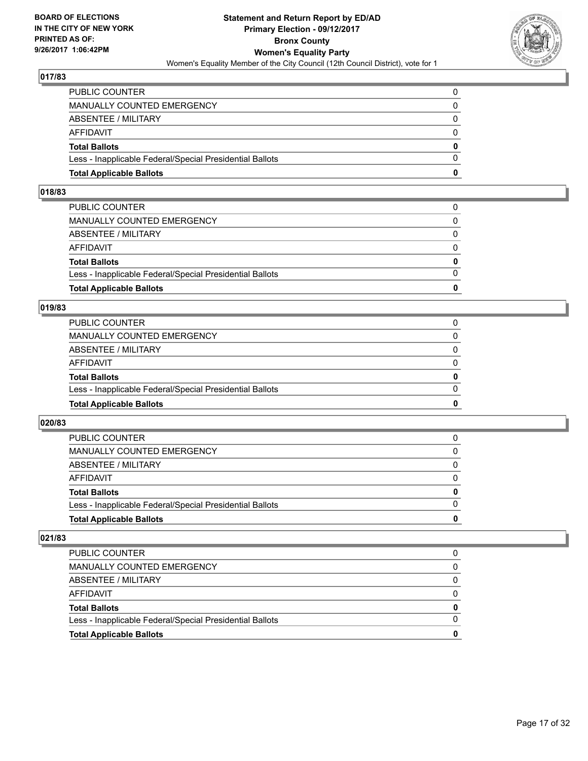## 017/83

| | |
|---|---|
| PUBLIC COUNTER | 0 |
| MANUALLY COUNTED EMERGENCY | 0 |
| ABSENTEE / MILITARY | 0 |
| AFFIDAVIT | 0 |
| **Total Ballots** | **0** |
| Less - Inapplicable Federal/Special Presidential Ballots | 0 |
| **Total Applicable Ballots** | **0** |

## 018/83

| | |
|---|---|
| PUBLIC COUNTER | 0 |
| MANUALLY COUNTED EMERGENCY | 0 |
| ABSENTEE / MILITARY | 0 |
| AFFIDAVIT | 0 |
| **Total Ballots** | **0** |
| Less - Inapplicable Federal/Special Presidential Ballots | 0 |
| **Total Applicable Ballots** | **0** |

## 019/83

| | |
|---|---|
| PUBLIC COUNTER | 0 |
| MANUALLY COUNTED EMERGENCY | 0 |
| ABSENTEE / MILITARY | 0 |
| AFFIDAVIT | 0 |
| **Total Ballots** | **0** |
| Less - Inapplicable Federal/Special Presidential Ballots | 0 |
| **Total Applicable Ballots** | **0** |

## 020/83

| | |
|---|---|
| PUBLIC COUNTER | 0 |
| MANUALLY COUNTED EMERGENCY | 0 |
| ABSENTEE / MILITARY | 0 |
| AFFIDAVIT | 0 |
| **Total Ballots** | **0** |
| Less - Inapplicable Federal/Special Presidential Ballots | 0 |
| **Total Applicable Ballots** | **0** |

## 021/83

| | |
|---|---|
| PUBLIC COUNTER | 0 |
| MANUALLY COUNTED EMERGENCY | 0 |
| ABSENTEE / MILITARY | 0 |
| AFFIDAVIT | 0 |
| **Total Ballots** | **0** |
| Less - Inapplicable Federal/Special Presidential Ballots | 0 |
| **Total Applicable Ballots** | **0** |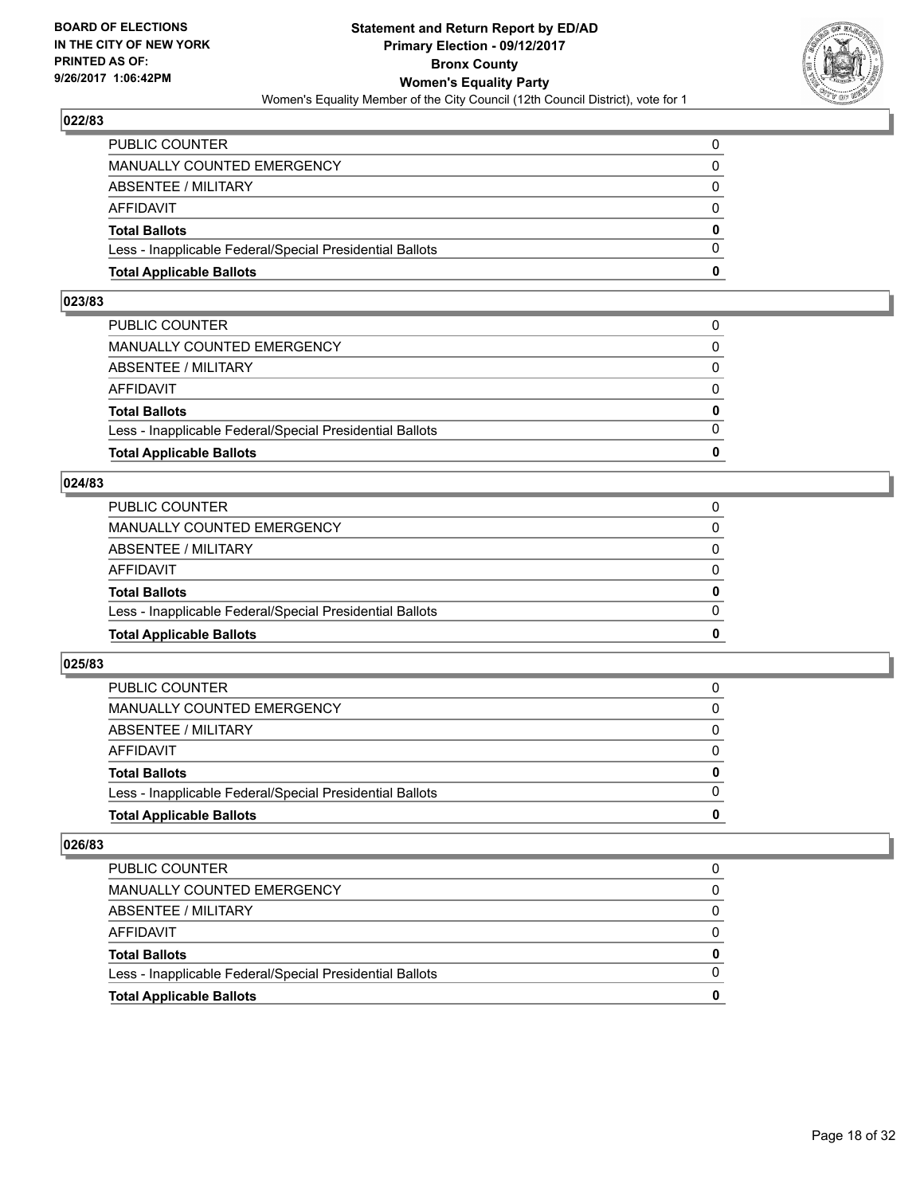## 022/83

| | |
|---|---|
| PUBLIC COUNTER | 0 |
| MANUALLY COUNTED EMERGENCY | 0 |
| ABSENTEE / MILITARY | 0 |
| AFFIDAVIT | 0 |
| **Total Ballots** | **0** |
| Less - Inapplicable Federal/Special Presidential Ballots | 0 |
| **Total Applicable Ballots** | **0** |

## 023/83

| | |
|---|---|
| PUBLIC COUNTER | 0 |
| MANUALLY COUNTED EMERGENCY | 0 |
| ABSENTEE / MILITARY | 0 |
| AFFIDAVIT | 0 |
| **Total Ballots** | **0** |
| Less - Inapplicable Federal/Special Presidential Ballots | 0 |
| **Total Applicable Ballots** | **0** |

## 024/83

| | |
|---|---|
| PUBLIC COUNTER | 0 |
| MANUALLY COUNTED EMERGENCY | 0 |
| ABSENTEE / MILITARY | 0 |
| AFFIDAVIT | 0 |
| **Total Ballots** | **0** |
| Less - Inapplicable Federal/Special Presidential Ballots | 0 |
| **Total Applicable Ballots** | **0** |

## 025/83

| | |
|---|---|
| PUBLIC COUNTER | 0 |
| MANUALLY COUNTED EMERGENCY | 0 |
| ABSENTEE / MILITARY | 0 |
| AFFIDAVIT | 0 |
| **Total Ballots** | **0** |
| Less - Inapplicable Federal/Special Presidential Ballots | 0 |
| **Total Applicable Ballots** | **0** |

## 026/83

| | |
|---|---|
| PUBLIC COUNTER | 0 |
| MANUALLY COUNTED EMERGENCY | 0 |
| ABSENTEE / MILITARY | 0 |
| AFFIDAVIT | 0 |
| **Total Ballots** | **0** |
| Less - Inapplicable Federal/Special Presidential Ballots | 0 |
| **Total Applicable Ballots** | **0** |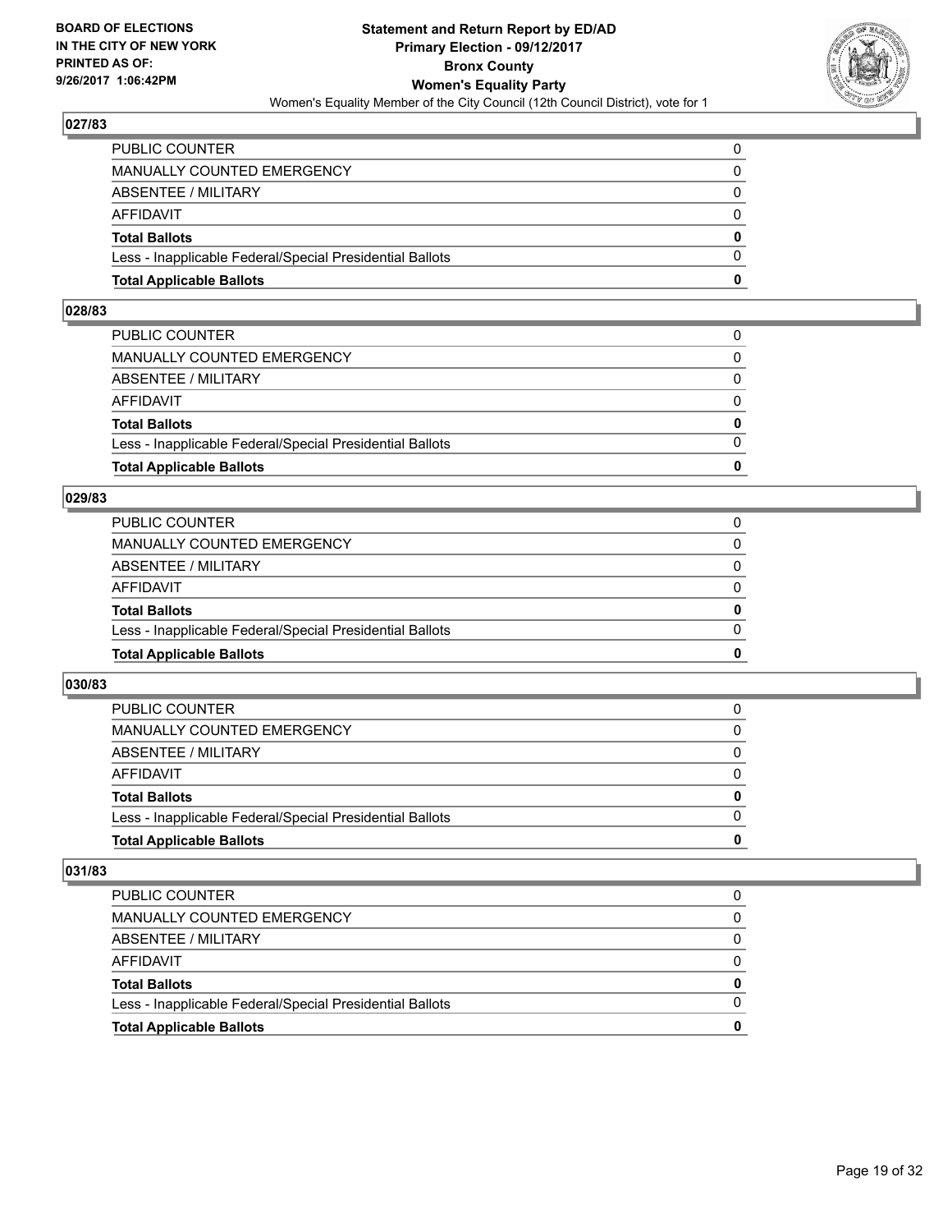## 027/83

| | |
|---|---|
| PUBLIC COUNTER | 0 |
| MANUALLY COUNTED EMERGENCY | 0 |
| ABSENTEE / MILITARY | 0 |
| AFFIDAVIT | 0 |
| **Total Ballots** | **0** |
| Less - Inapplicable Federal/Special Presidential Ballots | 0 |
| **Total Applicable Ballots** | **0** |

## 028/83

| | |
|---|---|
| PUBLIC COUNTER | 0 |
| MANUALLY COUNTED EMERGENCY | 0 |
| ABSENTEE / MILITARY | 0 |
| AFFIDAVIT | 0 |
| **Total Ballots** | **0** |
| Less - Inapplicable Federal/Special Presidential Ballots | 0 |
| **Total Applicable Ballots** | **0** |

## 029/83

| | |
|---|---|
| PUBLIC COUNTER | 0 |
| MANUALLY COUNTED EMERGENCY | 0 |
| ABSENTEE / MILITARY | 0 |
| AFFIDAVIT | 0 |
| **Total Ballots** | **0** |
| Less - Inapplicable Federal/Special Presidential Ballots | 0 |
| **Total Applicable Ballots** | **0** |

## 030/83

| | |
|---|---|
| PUBLIC COUNTER | 0 |
| MANUALLY COUNTED EMERGENCY | 0 |
| ABSENTEE / MILITARY | 0 |
| AFFIDAVIT | 0 |
| **Total Ballots** | **0** |
| Less - Inapplicable Federal/Special Presidential Ballots | 0 |
| **Total Applicable Ballots** | **0** |

## 031/83

| | |
|---|---|
| PUBLIC COUNTER | 0 |
| MANUALLY COUNTED EMERGENCY | 0 |
| ABSENTEE / MILITARY | 0 |
| AFFIDAVIT | 0 |
| **Total Ballots** | **0** |
| Less - Inapplicable Federal/Special Presidential Ballots | 0 |
| **Total Applicable Ballots** | **0** |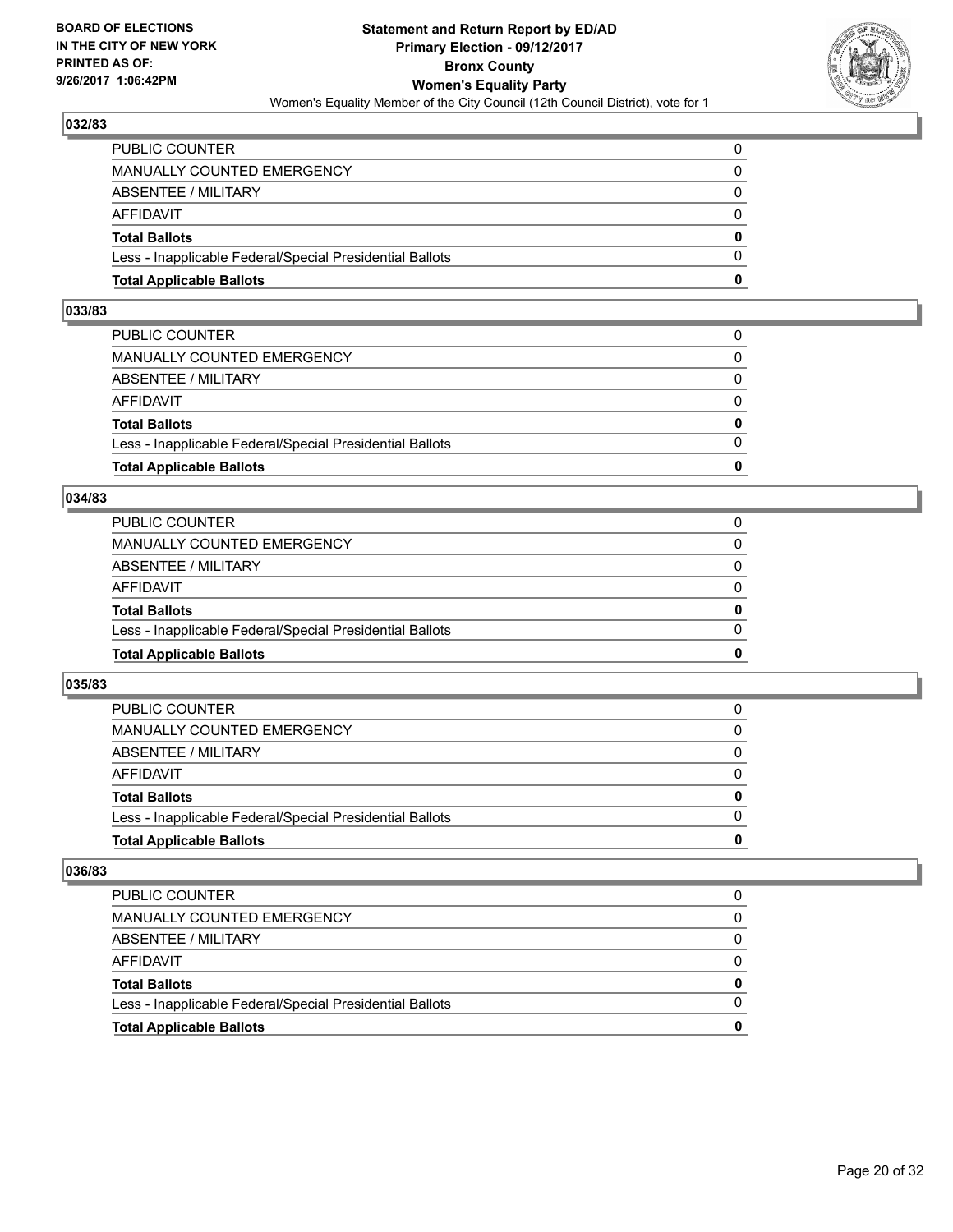**BOARD OF ELECTIONS IN THE CITY OF NEW YORK PRINTED AS OF: 9/26/2017 1:06:42PM**

# Statement and Return Report by ED/AD
## Primary Election - 09/12/2017
## Bronx County
## Women's Equality Party
### Women's Equality Member of the City Council (12th Council District), vote for 1

### 032/83

| | |
|---|---|
| PUBLIC COUNTER | 0 |
| MANUALLY COUNTED EMERGENCY | 0 |
| ABSENTEE / MILITARY | 0 |
| AFFIDAVIT | 0 |
| **Total Ballots** | **0** |
| Less - Inapplicable Federal/Special Presidential Ballots | 0 |
| **Total Applicable Ballots** | **0** |

### 033/83

| | |
|---|---|
| PUBLIC COUNTER | 0 |
| MANUALLY COUNTED EMERGENCY | 0 |
| ABSENTEE / MILITARY | 0 |
| AFFIDAVIT | 0 |
| **Total Ballots** | **0** |
| Less - Inapplicable Federal/Special Presidential Ballots | 0 |
| **Total Applicable Ballots** | **0** |

### 034/83

| | |
|---|---|
| PUBLIC COUNTER | 0 |
| MANUALLY COUNTED EMERGENCY | 0 |
| ABSENTEE / MILITARY | 0 |
| AFFIDAVIT | 0 |
| **Total Ballots** | **0** |
| Less - Inapplicable Federal/Special Presidential Ballots | 0 |
| **Total Applicable Ballots** | **0** |

### 035/83

| | |
|---|---|
| PUBLIC COUNTER | 0 |
| MANUALLY COUNTED EMERGENCY | 0 |
| ABSENTEE / MILITARY | 0 |
| AFFIDAVIT | 0 |
| **Total Ballots** | **0** |
| Less - Inapplicable Federal/Special Presidential Ballots | 0 |
| **Total Applicable Ballots** | **0** |

### 036/83

| | |
|---|---|
| PUBLIC COUNTER | 0 |
| MANUALLY COUNTED EMERGENCY | 0 |
| ABSENTEE / MILITARY | 0 |
| AFFIDAVIT | 0 |
| **Total Ballots** | **0** |
| Less - Inapplicable Federal/Special Presidential Ballots | 0 |
| **Total Applicable Ballots** | **0** |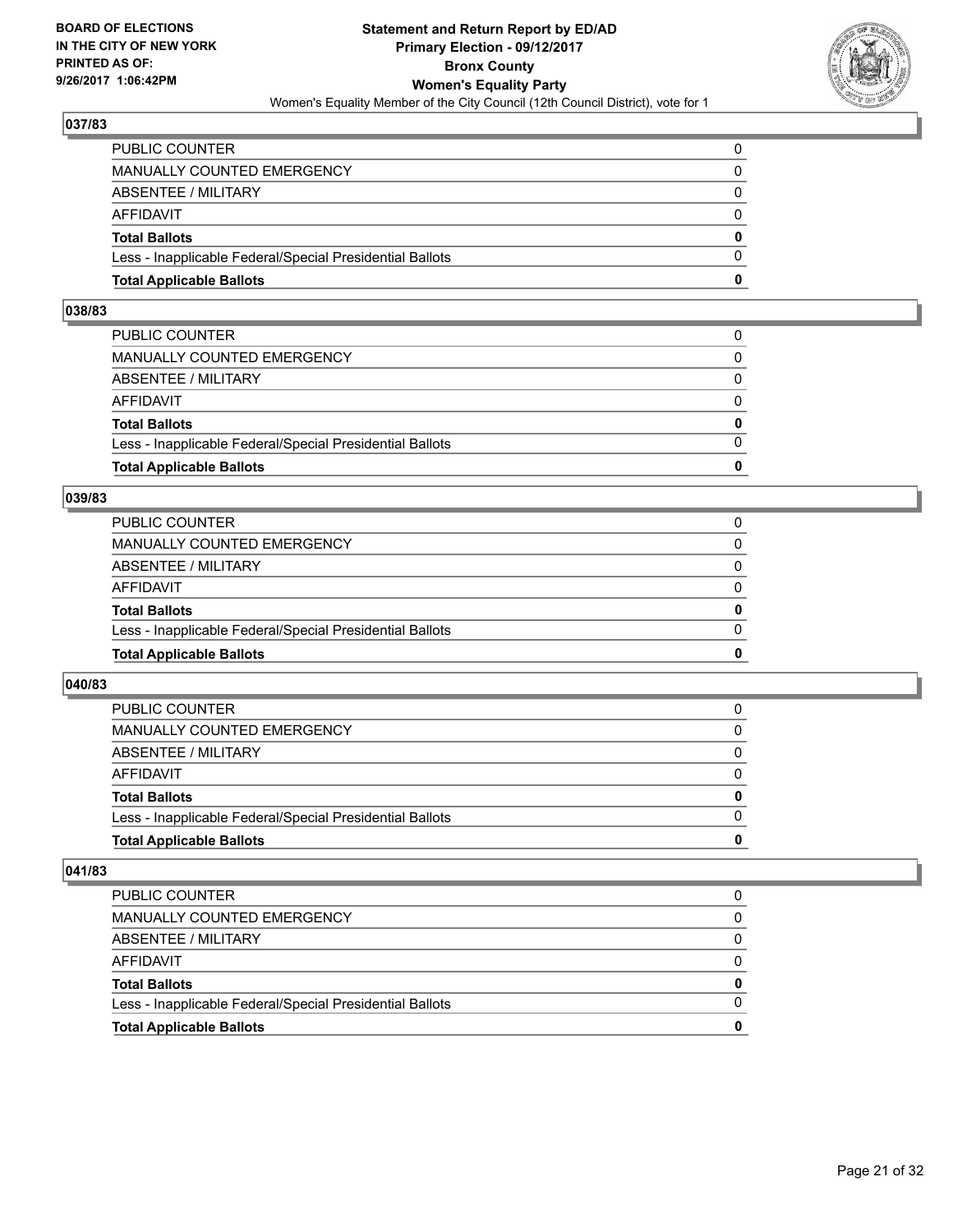## 037/83

| | |
|---|---|
| PUBLIC COUNTER | 0 |
| MANUALLY COUNTED EMERGENCY | 0 |
| ABSENTEE / MILITARY | 0 |
| AFFIDAVIT | 0 |
| **Total Ballots** | **0** |
| Less - Inapplicable Federal/Special Presidential Ballots | 0 |
| **Total Applicable Ballots** | **0** |

## 038/83

| | |
|---|---|
| PUBLIC COUNTER | 0 |
| MANUALLY COUNTED EMERGENCY | 0 |
| ABSENTEE / MILITARY | 0 |
| AFFIDAVIT | 0 |
| **Total Ballots** | **0** |
| Less - Inapplicable Federal/Special Presidential Ballots | 0 |
| **Total Applicable Ballots** | **0** |

## 039/83

| | |
|---|---|
| PUBLIC COUNTER | 0 |
| MANUALLY COUNTED EMERGENCY | 0 |
| ABSENTEE / MILITARY | 0 |
| AFFIDAVIT | 0 |
| **Total Ballots** | **0** |
| Less - Inapplicable Federal/Special Presidential Ballots | 0 |
| **Total Applicable Ballots** | **0** |

## 040/83

| | |
|---|---|
| PUBLIC COUNTER | 0 |
| MANUALLY COUNTED EMERGENCY | 0 |
| ABSENTEE / MILITARY | 0 |
| AFFIDAVIT | 0 |
| **Total Ballots** | **0** |
| Less - Inapplicable Federal/Special Presidential Ballots | 0 |
| **Total Applicable Ballots** | **0** |

## 041/83

| | |
|---|---|
| PUBLIC COUNTER | 0 |
| MANUALLY COUNTED EMERGENCY | 0 |
| ABSENTEE / MILITARY | 0 |
| AFFIDAVIT | 0 |
| **Total Ballots** | **0** |
| Less - Inapplicable Federal/Special Presidential Ballots | 0 |
| **Total Applicable Ballots** | **0** |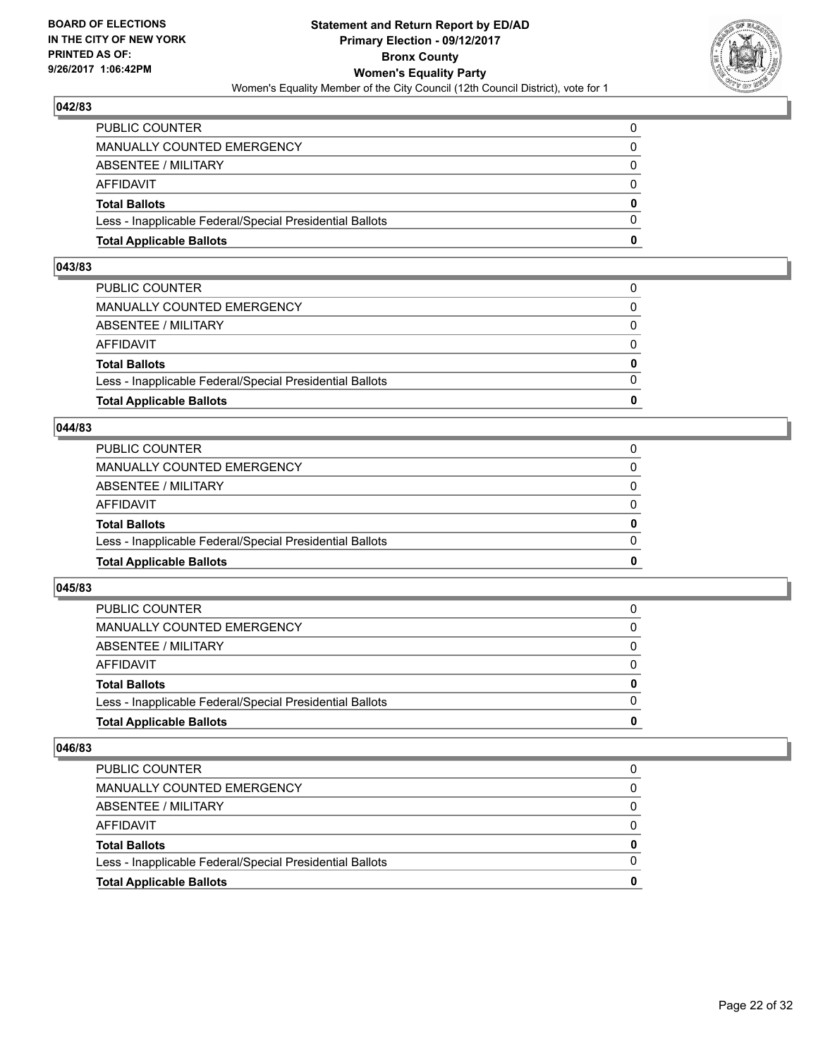## 042/83

| | |
|---|---|
| PUBLIC COUNTER | 0 |
| MANUALLY COUNTED EMERGENCY | 0 |
| ABSENTEE / MILITARY | 0 |
| AFFIDAVIT | 0 |
| **Total Ballots** | **0** |
| Less - Inapplicable Federal/Special Presidential Ballots | 0 |
| **Total Applicable Ballots** | **0** |

## 043/83

| | |
|---|---|
| PUBLIC COUNTER | 0 |
| MANUALLY COUNTED EMERGENCY | 0 |
| ABSENTEE / MILITARY | 0 |
| AFFIDAVIT | 0 |
| **Total Ballots** | **0** |
| Less - Inapplicable Federal/Special Presidential Ballots | 0 |
| **Total Applicable Ballots** | **0** |

## 044/83

| | |
|---|---|
| PUBLIC COUNTER | 0 |
| MANUALLY COUNTED EMERGENCY | 0 |
| ABSENTEE / MILITARY | 0 |
| AFFIDAVIT | 0 |
| **Total Ballots** | **0** |
| Less - Inapplicable Federal/Special Presidential Ballots | 0 |
| **Total Applicable Ballots** | **0** |

## 045/83

| | |
|---|---|
| PUBLIC COUNTER | 0 |
| MANUALLY COUNTED EMERGENCY | 0 |
| ABSENTEE / MILITARY | 0 |
| AFFIDAVIT | 0 |
| **Total Ballots** | **0** |
| Less - Inapplicable Federal/Special Presidential Ballots | 0 |
| **Total Applicable Ballots** | **0** |

## 046/83

| | |
|---|---|
| PUBLIC COUNTER | 0 |
| MANUALLY COUNTED EMERGENCY | 0 |
| ABSENTEE / MILITARY | 0 |
| AFFIDAVIT | 0 |
| **Total Ballots** | **0** |
| Less - Inapplicable Federal/Special Presidential Ballots | 0 |
| **Total Applicable Ballots** | **0** |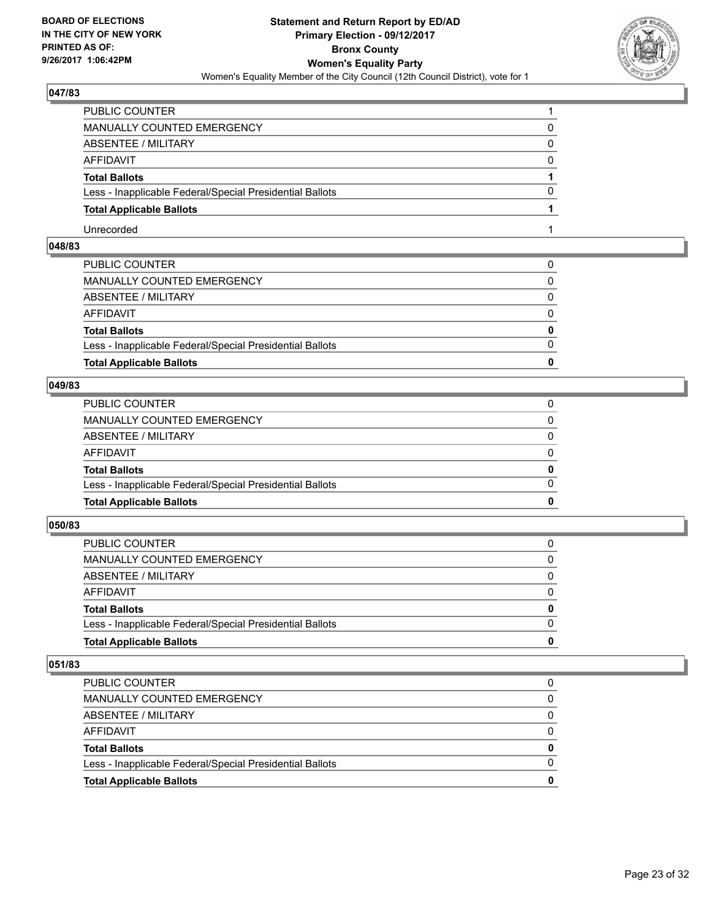## 047/83

| | |
|---|---|
| PUBLIC COUNTER | 1 |
| MANUALLY COUNTED EMERGENCY | 0 |
| ABSENTEE / MILITARY | 0 |
| AFFIDAVIT | 0 |
| **Total Ballots** | **1** |
| Less - Inapplicable Federal/Special Presidential Ballots | 0 |
| **Total Applicable Ballots** | **1** |
| Unrecorded | 1 |

## 048/83

| | |
|---|---|
| PUBLIC COUNTER | 0 |
| MANUALLY COUNTED EMERGENCY | 0 |
| ABSENTEE / MILITARY | 0 |
| AFFIDAVIT | 0 |
| **Total Ballots** | **0** |
| Less - Inapplicable Federal/Special Presidential Ballots | 0 |
| **Total Applicable Ballots** | **0** |

## 049/83

| | |
|---|---|
| PUBLIC COUNTER | 0 |
| MANUALLY COUNTED EMERGENCY | 0 |
| ABSENTEE / MILITARY | 0 |
| AFFIDAVIT | 0 |
| **Total Ballots** | **0** |
| Less - Inapplicable Federal/Special Presidential Ballots | 0 |
| **Total Applicable Ballots** | **0** |

## 050/83

| | |
|---|---|
| PUBLIC COUNTER | 0 |
| MANUALLY COUNTED EMERGENCY | 0 |
| ABSENTEE / MILITARY | 0 |
| AFFIDAVIT | 0 |
| **Total Ballots** | **0** |
| Less - Inapplicable Federal/Special Presidential Ballots | 0 |
| **Total Applicable Ballots** | **0** |

## 051/83

| | |
|---|---|
| PUBLIC COUNTER | 0 |
| MANUALLY COUNTED EMERGENCY | 0 |
| ABSENTEE / MILITARY | 0 |
| AFFIDAVIT | 0 |
| **Total Ballots** | **0** |
| Less - Inapplicable Federal/Special Presidential Ballots | 0 |
| **Total Applicable Ballots** | **0** |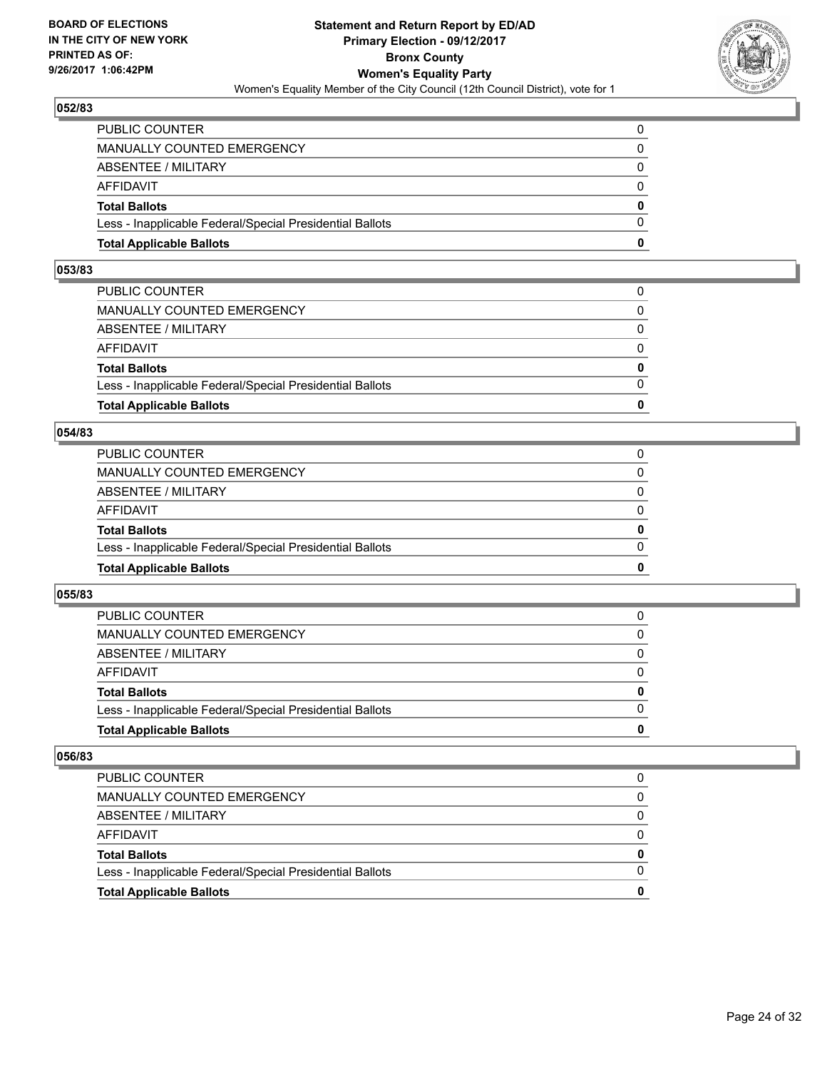## 052/83

| | |
|---|---|
| PUBLIC COUNTER | 0 |
| MANUALLY COUNTED EMERGENCY | 0 |
| ABSENTEE / MILITARY | 0 |
| AFFIDAVIT | 0 |
| **Total Ballots** | **0** |
| Less - Inapplicable Federal/Special Presidential Ballots | 0 |
| **Total Applicable Ballots** | **0** |

## 053/83

| | |
|---|---|
| PUBLIC COUNTER | 0 |
| MANUALLY COUNTED EMERGENCY | 0 |
| ABSENTEE / MILITARY | 0 |
| AFFIDAVIT | 0 |
| **Total Ballots** | **0** |
| Less - Inapplicable Federal/Special Presidential Ballots | 0 |
| **Total Applicable Ballots** | **0** |

## 054/83

| | |
|---|---|
| PUBLIC COUNTER | 0 |
| MANUALLY COUNTED EMERGENCY | 0 |
| ABSENTEE / MILITARY | 0 |
| AFFIDAVIT | 0 |
| **Total Ballots** | **0** |
| Less - Inapplicable Federal/Special Presidential Ballots | 0 |
| **Total Applicable Ballots** | **0** |

## 055/83

| | |
|---|---|
| PUBLIC COUNTER | 0 |
| MANUALLY COUNTED EMERGENCY | 0 |
| ABSENTEE / MILITARY | 0 |
| AFFIDAVIT | 0 |
| **Total Ballots** | **0** |
| Less - Inapplicable Federal/Special Presidential Ballots | 0 |
| **Total Applicable Ballots** | **0** |

## 056/83

| | |
|---|---|
| PUBLIC COUNTER | 0 |
| MANUALLY COUNTED EMERGENCY | 0 |
| ABSENTEE / MILITARY | 0 |
| AFFIDAVIT | 0 |
| **Total Ballots** | **0** |
| Less - Inapplicable Federal/Special Presidential Ballots | 0 |
| **Total Applicable Ballots** | **0** |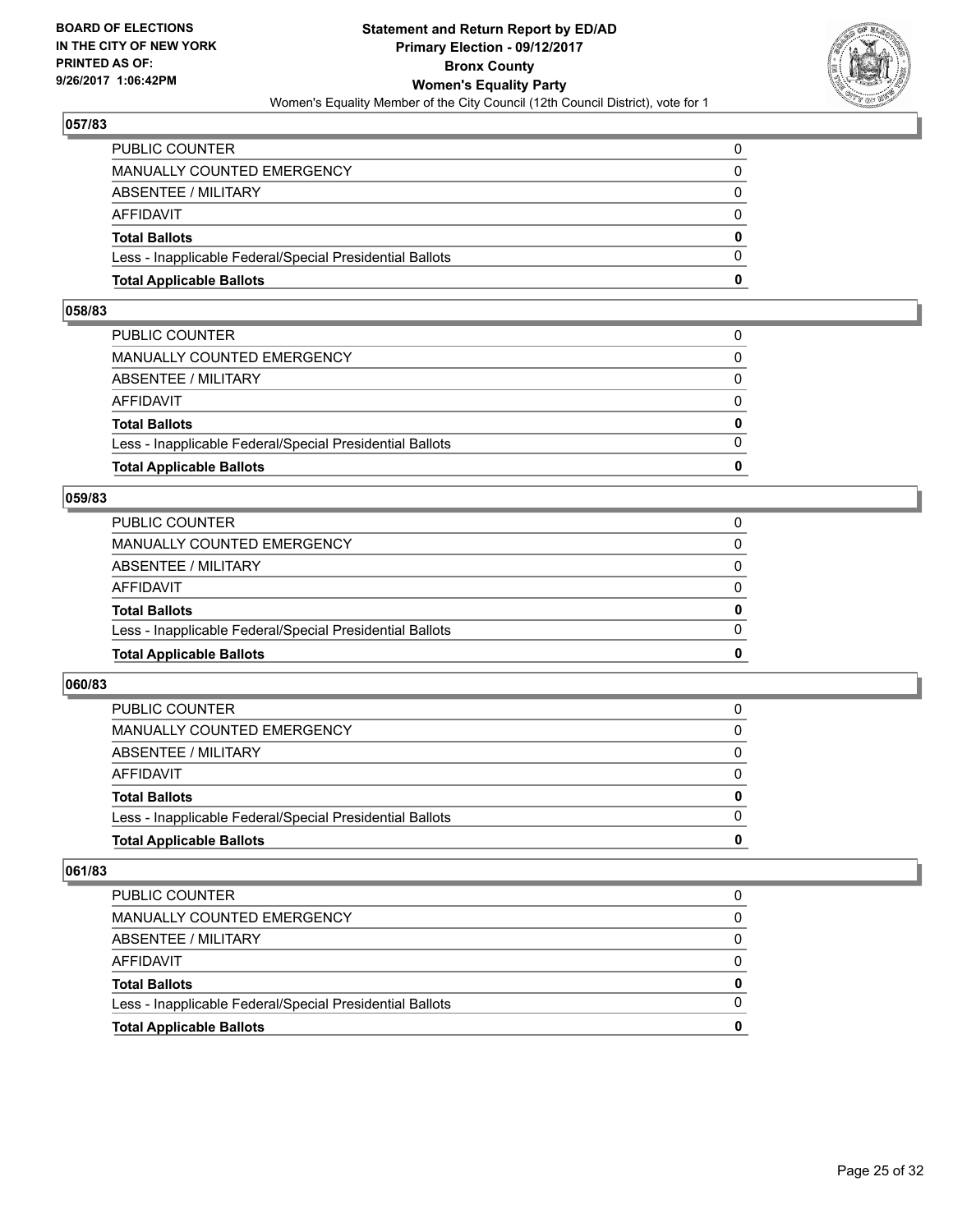## 057/83

| | |
|---|---|
| PUBLIC COUNTER | 0 |
| MANUALLY COUNTED EMERGENCY | 0 |
| ABSENTEE / MILITARY | 0 |
| AFFIDAVIT | 0 |
| **Total Ballots** | **0** |
| Less - Inapplicable Federal/Special Presidential Ballots | 0 |
| **Total Applicable Ballots** | **0** |

## 058/83

| | |
|---|---|
| PUBLIC COUNTER | 0 |
| MANUALLY COUNTED EMERGENCY | 0 |
| ABSENTEE / MILITARY | 0 |
| AFFIDAVIT | 0 |
| **Total Ballots** | **0** |
| Less - Inapplicable Federal/Special Presidential Ballots | 0 |
| **Total Applicable Ballots** | **0** |

## 059/83

| | |
|---|---|
| PUBLIC COUNTER | 0 |
| MANUALLY COUNTED EMERGENCY | 0 |
| ABSENTEE / MILITARY | 0 |
| AFFIDAVIT | 0 |
| **Total Ballots** | **0** |
| Less - Inapplicable Federal/Special Presidential Ballots | 0 |
| **Total Applicable Ballots** | **0** |

## 060/83

| | |
|---|---|
| PUBLIC COUNTER | 0 |
| MANUALLY COUNTED EMERGENCY | 0 |
| ABSENTEE / MILITARY | 0 |
| AFFIDAVIT | 0 |
| **Total Ballots** | **0** |
| Less - Inapplicable Federal/Special Presidential Ballots | 0 |
| **Total Applicable Ballots** | **0** |

## 061/83

| | |
|---|---|
| PUBLIC COUNTER | 0 |
| MANUALLY COUNTED EMERGENCY | 0 |
| ABSENTEE / MILITARY | 0 |
| AFFIDAVIT | 0 |
| **Total Ballots** | **0** |
| Less - Inapplicable Federal/Special Presidential Ballots | 0 |
| **Total Applicable Ballots** | **0** |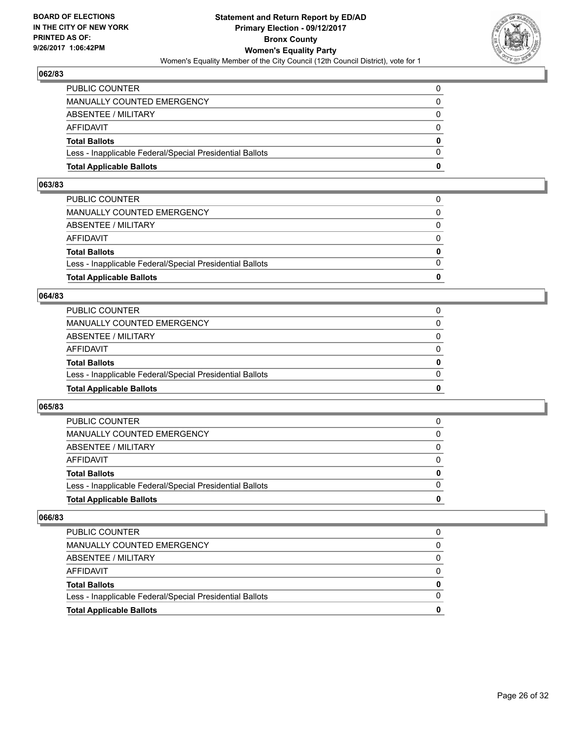BOARD OF ELECTIONS
IN THE CITY OF NEW YORK
PRINTED AS OF:
9/26/2017 1:06:42PM

**Statement and Return Report by ED/AD**
**Primary Election - 09/12/2017**
**Bronx County**
**Women's Equality Party**
Women's Equality Member of the City Council (12th Council District), vote for 1

### 062/83

| | |
|---|---|
| PUBLIC COUNTER | 0 |
| MANUALLY COUNTED EMERGENCY | 0 |
| ABSENTEE / MILITARY | 0 |
| AFFIDAVIT | 0 |
| **Total Ballots** | **0** |
| Less - Inapplicable Federal/Special Presidential Ballots | 0 |
| **Total Applicable Ballots** | **0** |

### 063/83

| | |
|---|---|
| PUBLIC COUNTER | 0 |
| MANUALLY COUNTED EMERGENCY | 0 |
| ABSENTEE / MILITARY | 0 |
| AFFIDAVIT | 0 |
| **Total Ballots** | **0** |
| Less - Inapplicable Federal/Special Presidential Ballots | 0 |
| **Total Applicable Ballots** | **0** |

### 064/83

| | |
|---|---|
| PUBLIC COUNTER | 0 |
| MANUALLY COUNTED EMERGENCY | 0 |
| ABSENTEE / MILITARY | 0 |
| AFFIDAVIT | 0 |
| **Total Ballots** | **0** |
| Less - Inapplicable Federal/Special Presidential Ballots | 0 |
| **Total Applicable Ballots** | **0** |

### 065/83

| | |
|---|---|
| PUBLIC COUNTER | 0 |
| MANUALLY COUNTED EMERGENCY | 0 |
| ABSENTEE / MILITARY | 0 |
| AFFIDAVIT | 0 |
| **Total Ballots** | **0** |
| Less - Inapplicable Federal/Special Presidential Ballots | 0 |
| **Total Applicable Ballots** | **0** |

### 066/83

| | |
|---|---|
| PUBLIC COUNTER | 0 |
| MANUALLY COUNTED EMERGENCY | 0 |
| ABSENTEE / MILITARY | 0 |
| AFFIDAVIT | 0 |
| **Total Ballots** | **0** |
| Less - Inapplicable Federal/Special Presidential Ballots | 0 |
| **Total Applicable Ballots** | **0** |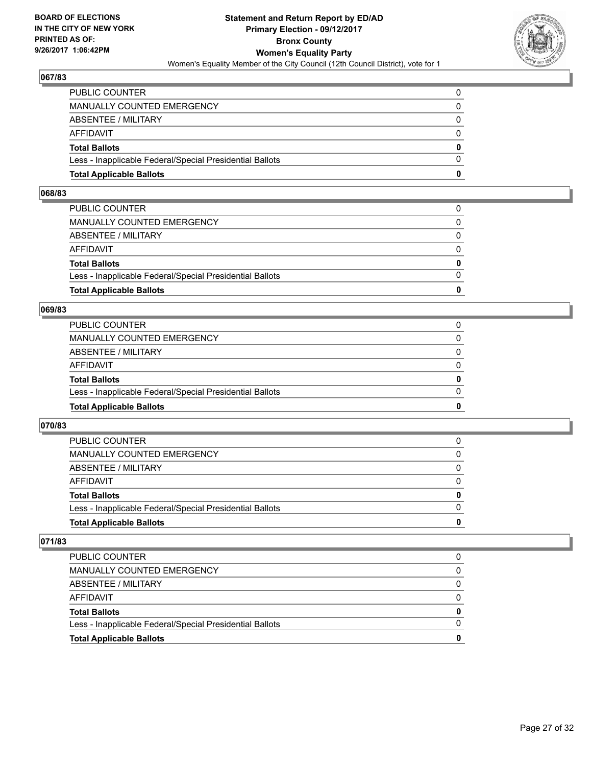## 067/83

| | |
|---|---|
| PUBLIC COUNTER | 0 |
| MANUALLY COUNTED EMERGENCY | 0 |
| ABSENTEE / MILITARY | 0 |
| AFFIDAVIT | 0 |
| **Total Ballots** | **0** |
| Less - Inapplicable Federal/Special Presidential Ballots | 0 |
| **Total Applicable Ballots** | **0** |

## 068/83

| | |
|---|---|
| PUBLIC COUNTER | 0 |
| MANUALLY COUNTED EMERGENCY | 0 |
| ABSENTEE / MILITARY | 0 |
| AFFIDAVIT | 0 |
| **Total Ballots** | **0** |
| Less - Inapplicable Federal/Special Presidential Ballots | 0 |
| **Total Applicable Ballots** | **0** |

## 069/83

| | |
|---|---|
| PUBLIC COUNTER | 0 |
| MANUALLY COUNTED EMERGENCY | 0 |
| ABSENTEE / MILITARY | 0 |
| AFFIDAVIT | 0 |
| **Total Ballots** | **0** |
| Less - Inapplicable Federal/Special Presidential Ballots | 0 |
| **Total Applicable Ballots** | **0** |

## 070/83

| | |
|---|---|
| PUBLIC COUNTER | 0 |
| MANUALLY COUNTED EMERGENCY | 0 |
| ABSENTEE / MILITARY | 0 |
| AFFIDAVIT | 0 |
| **Total Ballots** | **0** |
| Less - Inapplicable Federal/Special Presidential Ballots | 0 |
| **Total Applicable Ballots** | **0** |

## 071/83

| | |
|---|---|
| PUBLIC COUNTER | 0 |
| MANUALLY COUNTED EMERGENCY | 0 |
| ABSENTEE / MILITARY | 0 |
| AFFIDAVIT | 0 |
| **Total Ballots** | **0** |
| Less - Inapplicable Federal/Special Presidential Ballots | 0 |
| **Total Applicable Ballots** | **0** |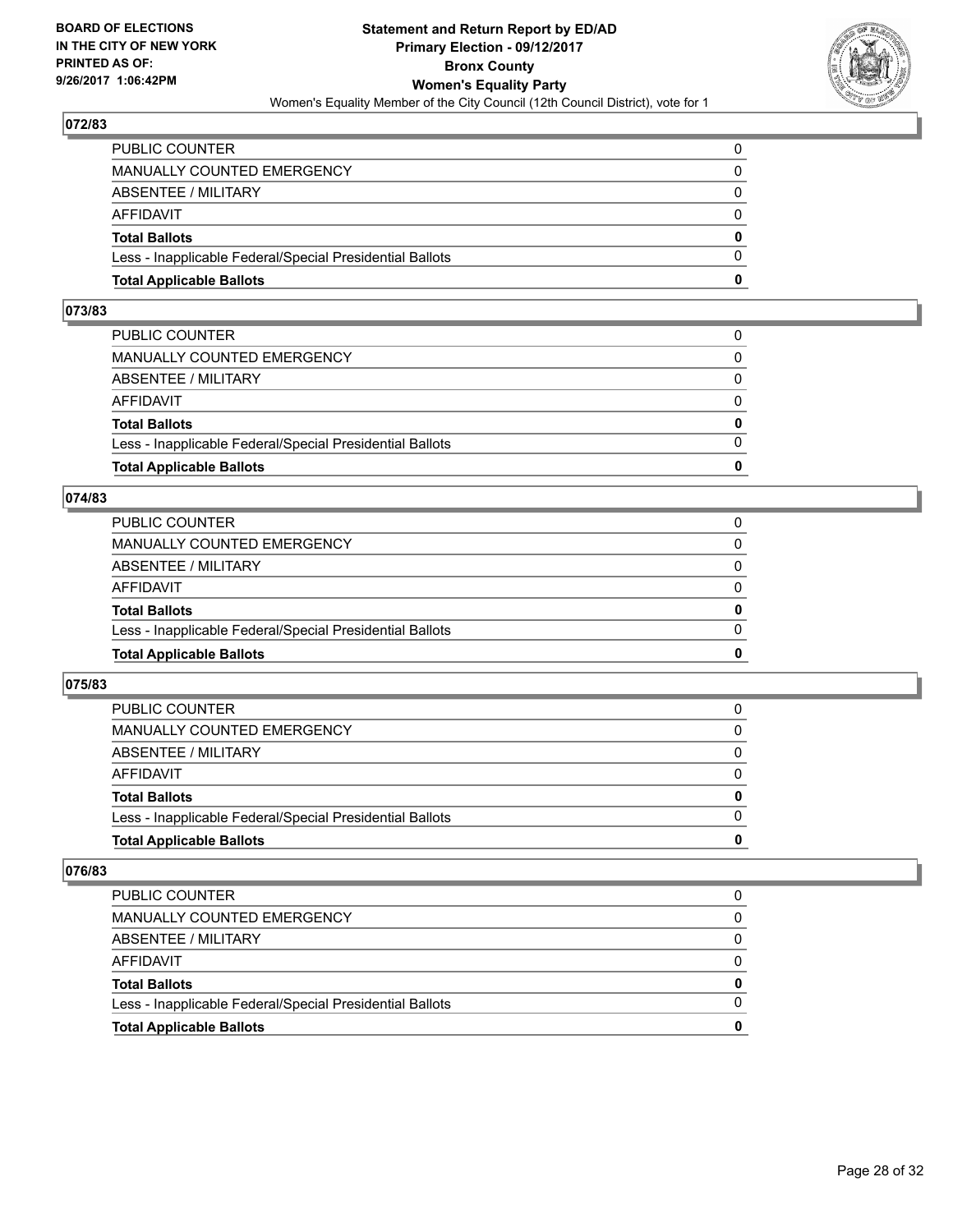## 072/83

| | |
|---|---|
| PUBLIC COUNTER | 0 |
| MANUALLY COUNTED EMERGENCY | 0 |
| ABSENTEE / MILITARY | 0 |
| AFFIDAVIT | 0 |
| **Total Ballots** | **0** |
| Less - Inapplicable Federal/Special Presidential Ballots | 0 |
| **Total Applicable Ballots** | **0** |

## 073/83

| | |
|---|---|
| PUBLIC COUNTER | 0 |
| MANUALLY COUNTED EMERGENCY | 0 |
| ABSENTEE / MILITARY | 0 |
| AFFIDAVIT | 0 |
| **Total Ballots** | **0** |
| Less - Inapplicable Federal/Special Presidential Ballots | 0 |
| **Total Applicable Ballots** | **0** |

## 074/83

| | |
|---|---|
| PUBLIC COUNTER | 0 |
| MANUALLY COUNTED EMERGENCY | 0 |
| ABSENTEE / MILITARY | 0 |
| AFFIDAVIT | 0 |
| **Total Ballots** | **0** |
| Less - Inapplicable Federal/Special Presidential Ballots | 0 |
| **Total Applicable Ballots** | **0** |

## 075/83

| | |
|---|---|
| PUBLIC COUNTER | 0 |
| MANUALLY COUNTED EMERGENCY | 0 |
| ABSENTEE / MILITARY | 0 |
| AFFIDAVIT | 0 |
| **Total Ballots** | **0** |
| Less - Inapplicable Federal/Special Presidential Ballots | 0 |
| **Total Applicable Ballots** | **0** |

## 076/83

| | |
|---|---|
| PUBLIC COUNTER | 0 |
| MANUALLY COUNTED EMERGENCY | 0 |
| ABSENTEE / MILITARY | 0 |
| AFFIDAVIT | 0 |
| **Total Ballots** | **0** |
| Less - Inapplicable Federal/Special Presidential Ballots | 0 |
| **Total Applicable Ballots** | **0** |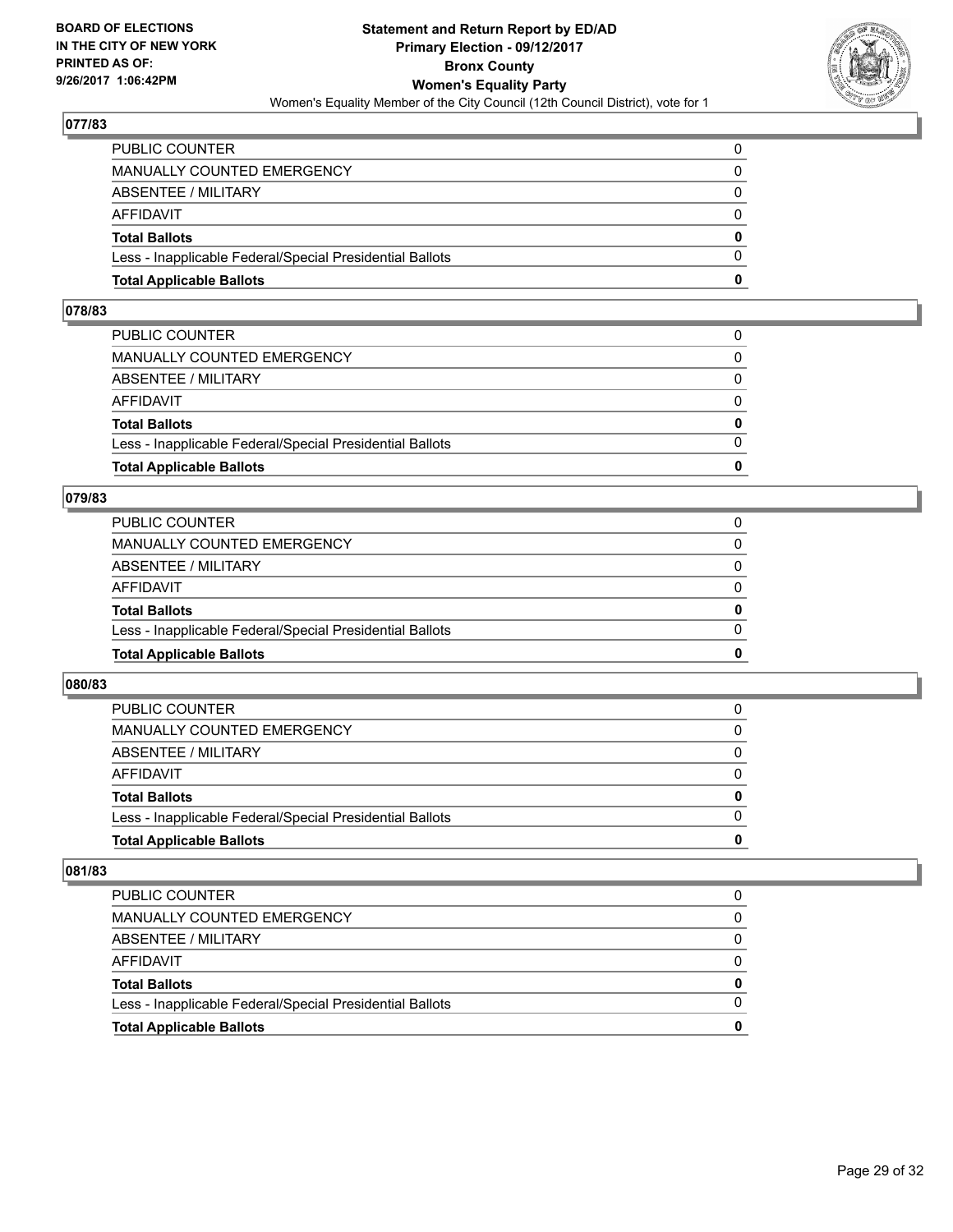**BOARD OF ELECTIONS IN THE CITY OF NEW YORK PRINTED AS OF: 9/26/2017 1:06:42PM**

**Statement and Return Report by ED/AD Primary Election - 09/12/2017 Bronx County Women's Equality Party**

Women's Equality Member of the City Council (12th Council District), vote for 1

### 077/83

| | |
|---|---|
| PUBLIC COUNTER | 0 |
| MANUALLY COUNTED EMERGENCY | 0 |
| ABSENTEE / MILITARY | 0 |
| AFFIDAVIT | 0 |
| **Total Ballots** | **0** |
| Less - Inapplicable Federal/Special Presidential Ballots | 0 |
| **Total Applicable Ballots** | **0** |

### 078/83

| | |
|---|---|
| PUBLIC COUNTER | 0 |
| MANUALLY COUNTED EMERGENCY | 0 |
| ABSENTEE / MILITARY | 0 |
| AFFIDAVIT | 0 |
| **Total Ballots** | **0** |
| Less - Inapplicable Federal/Special Presidential Ballots | 0 |
| **Total Applicable Ballots** | **0** |

### 079/83

| | |
|---|---|
| PUBLIC COUNTER | 0 |
| MANUALLY COUNTED EMERGENCY | 0 |
| ABSENTEE / MILITARY | 0 |
| AFFIDAVIT | 0 |
| **Total Ballots** | **0** |
| Less - Inapplicable Federal/Special Presidential Ballots | 0 |
| **Total Applicable Ballots** | **0** |

### 080/83

| | |
|---|---|
| PUBLIC COUNTER | 0 |
| MANUALLY COUNTED EMERGENCY | 0 |
| ABSENTEE / MILITARY | 0 |
| AFFIDAVIT | 0 |
| **Total Ballots** | **0** |
| Less - Inapplicable Federal/Special Presidential Ballots | 0 |
| **Total Applicable Ballots** | **0** |

### 081/83

| | |
|---|---|
| PUBLIC COUNTER | 0 |
| MANUALLY COUNTED EMERGENCY | 0 |
| ABSENTEE / MILITARY | 0 |
| AFFIDAVIT | 0 |
| **Total Ballots** | **0** |
| Less - Inapplicable Federal/Special Presidential Ballots | 0 |
| **Total Applicable Ballots** | **0** |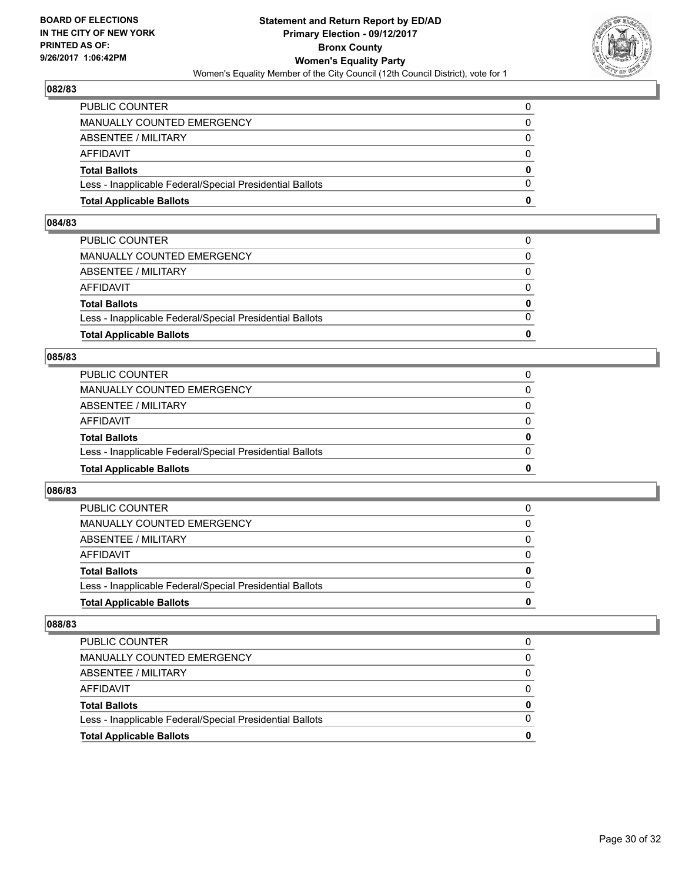**BOARD OF ELECTIONS IN THE CITY OF NEW YORK PRINTED AS OF: 9/26/2017 1:06:42PM**

# Statement and Return Report by ED/AD
## Primary Election - 09/12/2017
## Bronx County
## Women's Equality Party
### Women's Equality Member of the City Council (12th Council District), vote for 1

### 082/83

| | |
|---|---|
| PUBLIC COUNTER | 0 |
| MANUALLY COUNTED EMERGENCY | 0 |
| ABSENTEE / MILITARY | 0 |
| AFFIDAVIT | 0 |
| **Total Ballots** | **0** |
| Less - Inapplicable Federal/Special Presidential Ballots | 0 |
| **Total Applicable Ballots** | **0** |

### 084/83

| | |
|---|---|
| PUBLIC COUNTER | 0 |
| MANUALLY COUNTED EMERGENCY | 0 |
| ABSENTEE / MILITARY | 0 |
| AFFIDAVIT | 0 |
| **Total Ballots** | **0** |
| Less - Inapplicable Federal/Special Presidential Ballots | 0 |
| **Total Applicable Ballots** | **0** |

### 085/83

| | |
|---|---|
| PUBLIC COUNTER | 0 |
| MANUALLY COUNTED EMERGENCY | 0 |
| ABSENTEE / MILITARY | 0 |
| AFFIDAVIT | 0 |
| **Total Ballots** | **0** |
| Less - Inapplicable Federal/Special Presidential Ballots | 0 |
| **Total Applicable Ballots** | **0** |

### 086/83

| | |
|---|---|
| PUBLIC COUNTER | 0 |
| MANUALLY COUNTED EMERGENCY | 0 |
| ABSENTEE / MILITARY | 0 |
| AFFIDAVIT | 0 |
| **Total Ballots** | **0** |
| Less - Inapplicable Federal/Special Presidential Ballots | 0 |
| **Total Applicable Ballots** | **0** |

### 088/83

| | |
|---|---|
| PUBLIC COUNTER | 0 |
| MANUALLY COUNTED EMERGENCY | 0 |
| ABSENTEE / MILITARY | 0 |
| AFFIDAVIT | 0 |
| **Total Ballots** | **0** |
| Less - Inapplicable Federal/Special Presidential Ballots | 0 |
| **Total Applicable Ballots** | **0** |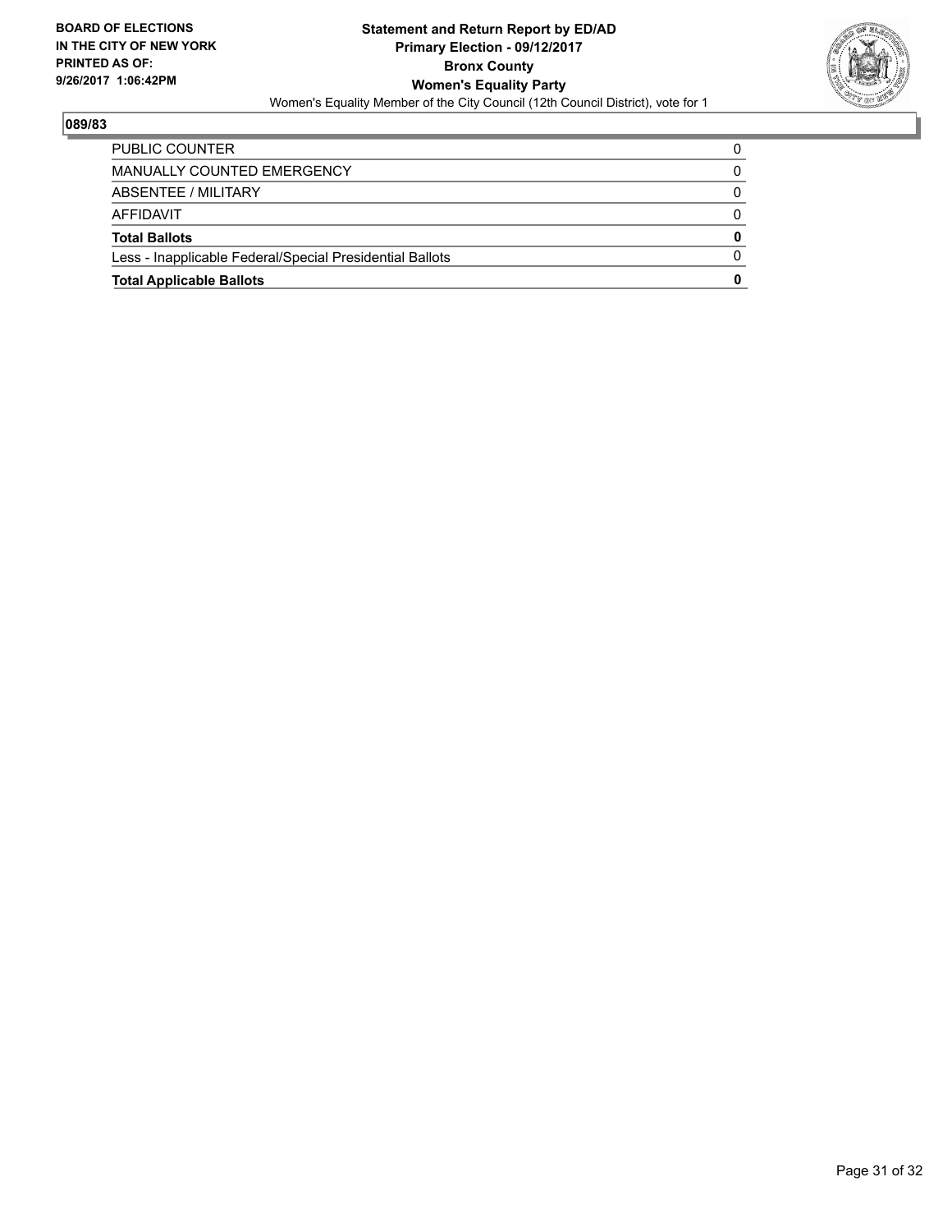**BOARD OF ELECTIONS IN THE CITY OF NEW YORK PRINTED AS OF: 9/26/2017 1:06:42PM**

**Statement and Return Report by ED/AD**
**Primary Election - 09/12/2017**
**Bronx County**
**Women's Equality Party**
Women's Equality Member of the City Council (12th Council District), vote for 1

## 089/83

| | |
|---|---|
| PUBLIC COUNTER | 0 |
| MANUALLY COUNTED EMERGENCY | 0 |
| ABSENTEE / MILITARY | 0 |
| AFFIDAVIT | 0 |
| **Total Ballots** | **0** |
| Less - Inapplicable Federal/Special Presidential Ballots | 0 |
| **Total Applicable Ballots** | **0** |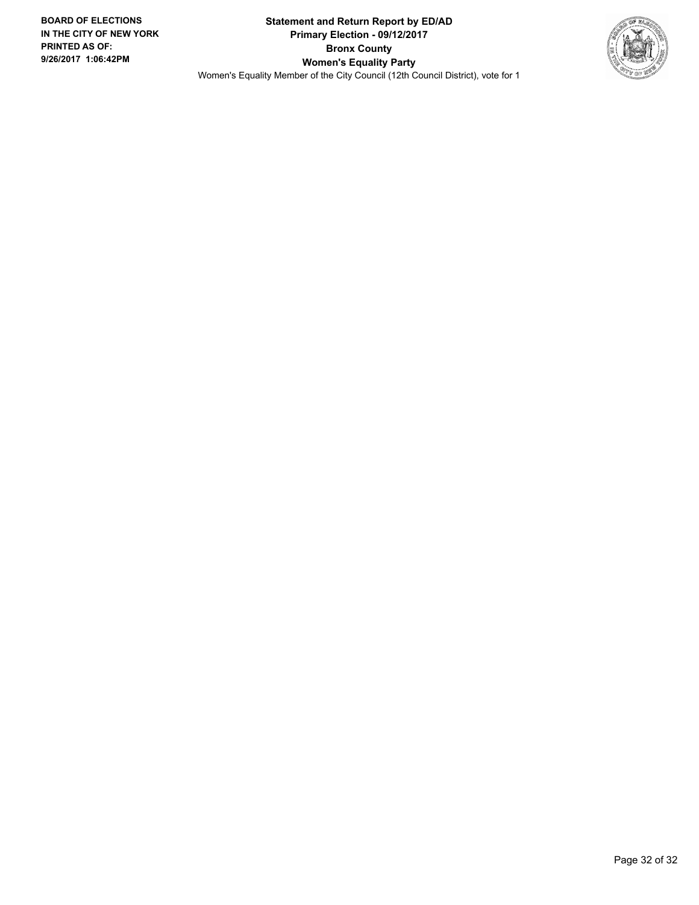**BOARD OF ELECTIONS**
**IN THE CITY OF NEW YORK**
**PRINTED AS OF:**
**9/26/2017 1:06:42PM**

**Statement and Return Report by ED/AD**
**Primary Election - 09/12/2017**
**Bronx County**
**Women's Equality Party**
Women's Equality Member of the City Council (12th Council District), vote for 1